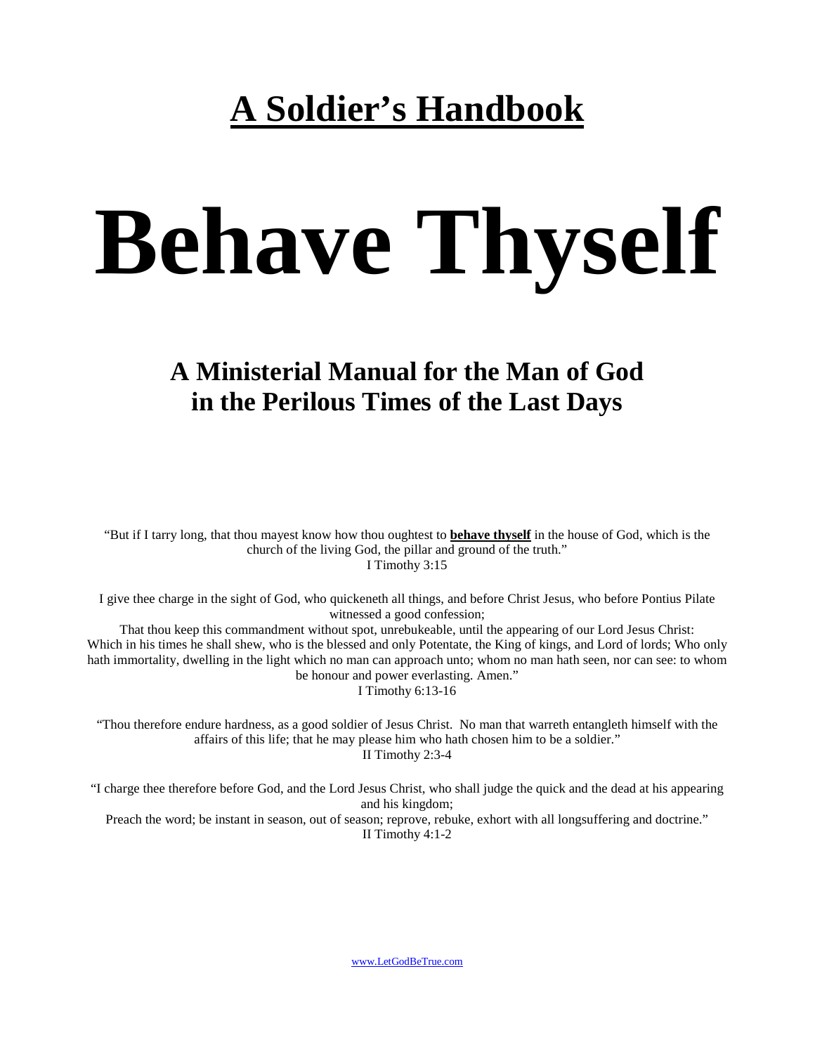# A Soldier's Handbook

# Behave Thyself

## A Ministerial Manual for the Man of God in the Perilous Times of the Last Days

"But if I tarry long, that thou mayest know how thou oughtest to **behave thyself** in the house of God, which is the church of the living God, the pillar and ground of the truth."
I Timothy 3:15

I give thee charge in the sight of God, who quickeneth all things, and before Christ Jesus, who before Pontius Pilate witnessed a good confession;
That thou keep this commandment without spot, unrebukeable, until the appearing of our Lord Jesus Christ:
Which in his times he shall shew, who is the blessed and only Potentate, the King of kings, and Lord of lords; Who only hath immortality, dwelling in the light which no man can approach unto; whom no man hath seen, nor can see: to whom be honour and power everlasting. Amen."
I Timothy 6:13-16

"Thou therefore endure hardness, as a good soldier of Jesus Christ. No man that warreth entangleth himself with the affairs of this life; that he may please him who hath chosen him to be a soldier."
II Timothy 2:3-4

"I charge thee therefore before God, and the Lord Jesus Christ, who shall judge the quick and the dead at his appearing and his kingdom;
Preach the word; be instant in season, out of season; reprove, rebuke, exhort with all longsuffering and doctrine."
II Timothy 4:1-2

www.LetGodBeTrue.com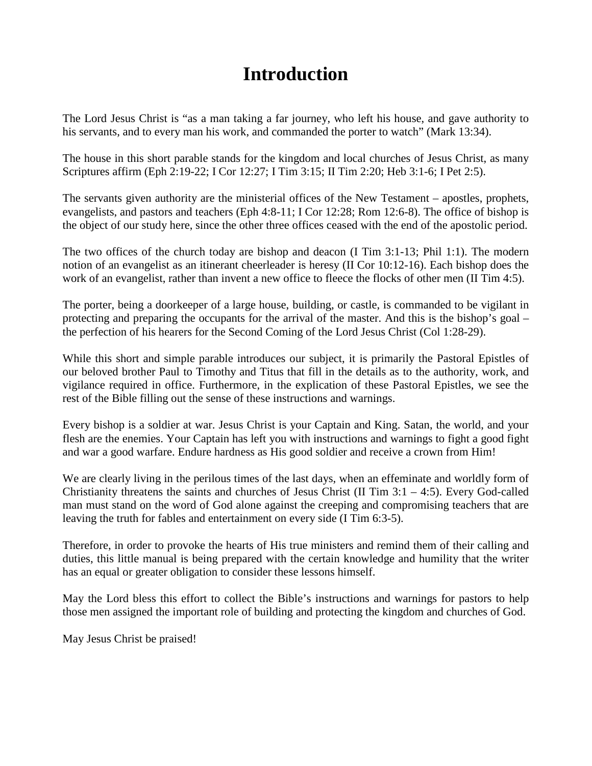# Introduction

The Lord Jesus Christ is "as a man taking a far journey, who left his house, and gave authority to his servants, and to every man his work, and commanded the porter to watch" (Mark 13:34).

The house in this short parable stands for the kingdom and local churches of Jesus Christ, as many Scriptures affirm (Eph 2:19-22; I Cor 12:27; I Tim 3:15; II Tim 2:20; Heb 3:1-6; I Pet 2:5).

The servants given authority are the ministerial offices of the New Testament – apostles, prophets, evangelists, and pastors and teachers (Eph 4:8-11; I Cor 12:28; Rom 12:6-8). The office of bishop is the object of our study here, since the other three offices ceased with the end of the apostolic period.

The two offices of the church today are bishop and deacon (I Tim 3:1-13; Phil 1:1). The modern notion of an evangelist as an itinerant cheerleader is heresy (II Cor 10:12-16). Each bishop does the work of an evangelist, rather than invent a new office to fleece the flocks of other men (II Tim 4:5).

The porter, being a doorkeeper of a large house, building, or castle, is commanded to be vigilant in protecting and preparing the occupants for the arrival of the master. And this is the bishop's goal – the perfection of his hearers for the Second Coming of the Lord Jesus Christ (Col 1:28-29).

While this short and simple parable introduces our subject, it is primarily the Pastoral Epistles of our beloved brother Paul to Timothy and Titus that fill in the details as to the authority, work, and vigilance required in office. Furthermore, in the explication of these Pastoral Epistles, we see the rest of the Bible filling out the sense of these instructions and warnings.

Every bishop is a soldier at war. Jesus Christ is your Captain and King. Satan, the world, and your flesh are the enemies. Your Captain has left you with instructions and warnings to fight a good fight and war a good warfare. Endure hardness as His good soldier and receive a crown from Him!

We are clearly living in the perilous times of the last days, when an effeminate and worldly form of Christianity threatens the saints and churches of Jesus Christ (II Tim 3:1 – 4:5). Every God-called man must stand on the word of God alone against the creeping and compromising teachers that are leaving the truth for fables and entertainment on every side (I Tim 6:3-5).

Therefore, in order to provoke the hearts of His true ministers and remind them of their calling and duties, this little manual is being prepared with the certain knowledge and humility that the writer has an equal or greater obligation to consider these lessons himself.

May the Lord bless this effort to collect the Bible's instructions and warnings for pastors to help those men assigned the important role of building and protecting the kingdom and churches of God.

May Jesus Christ be praised!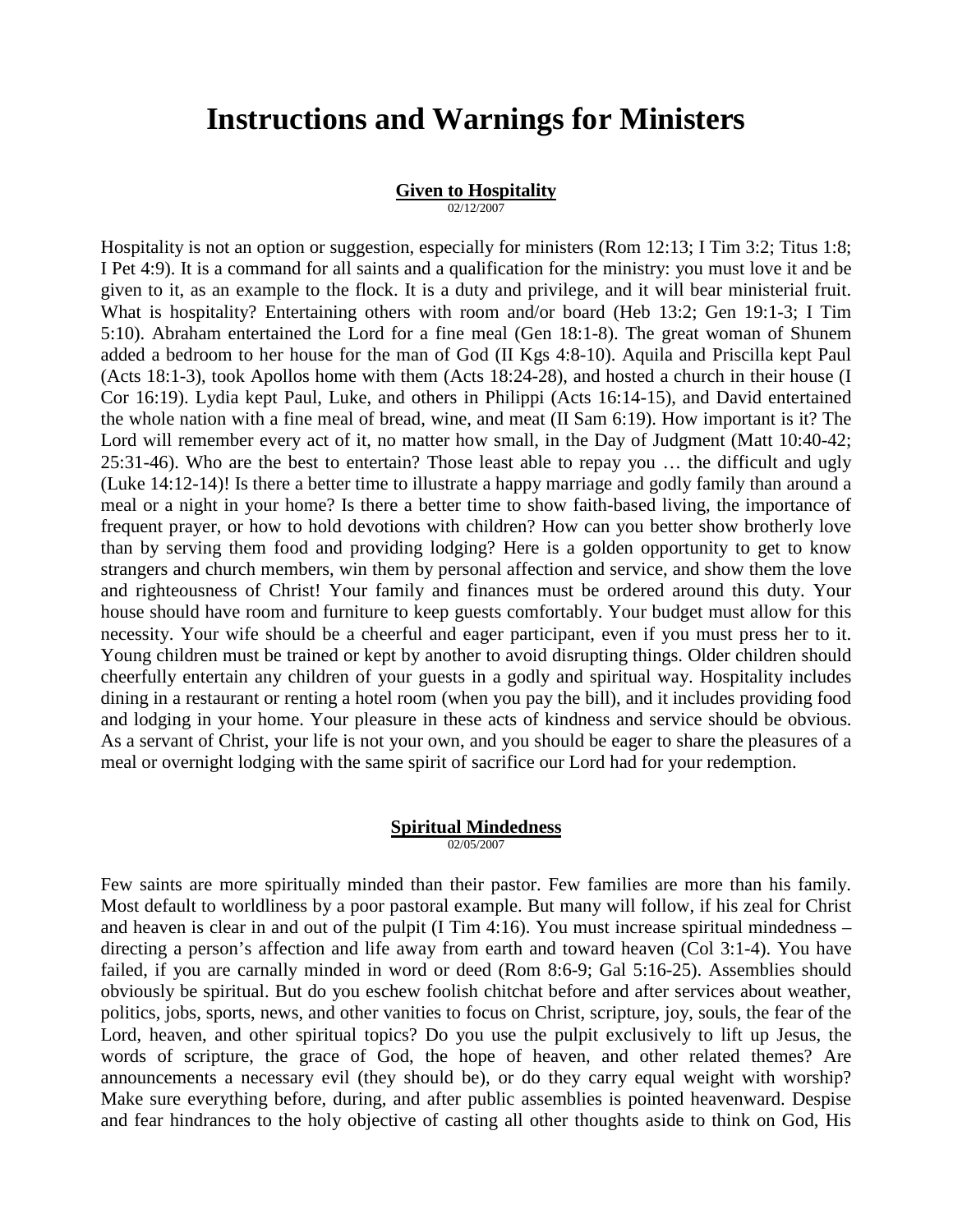# Instructions and Warnings for Ministers

**Given to Hospitality**

02/12/2007

Hospitality is not an option or suggestion, especially for ministers (Rom 12:13; I Tim 3:2; Titus 1:8; I Pet 4:9). It is a command for all saints and a qualification for the ministry: you must love it and be given to it, as an example to the flock. It is a duty and privilege, and it will bear ministerial fruit. What is hospitality? Entertaining others with room and/or board (Heb 13:2; Gen 19:1-3; I Tim 5:10). Abraham entertained the Lord for a fine meal (Gen 18:1-8). The great woman of Shunem added a bedroom to her house for the man of God (II Kgs 4:8-10). Aquila and Priscilla kept Paul (Acts 18:1-3), took Apollos home with them (Acts 18:24-28), and hosted a church in their house (I Cor 16:19). Lydia kept Paul, Luke, and others in Philippi (Acts 16:14-15), and David entertained the whole nation with a fine meal of bread, wine, and meat (II Sam 6:19). How important is it? The Lord will remember every act of it, no matter how small, in the Day of Judgment (Matt 10:40-42; 25:31-46). Who are the best to entertain? Those least able to repay you … the difficult and ugly (Luke 14:12-14)! Is there a better time to illustrate a happy marriage and godly family than around a meal or a night in your home? Is there a better time to show faith-based living, the importance of frequent prayer, or how to hold devotions with children? How can you better show brotherly love than by serving them food and providing lodging? Here is a golden opportunity to get to know strangers and church members, win them by personal affection and service, and show them the love and righteousness of Christ! Your family and finances must be ordered around this duty. Your house should have room and furniture to keep guests comfortably. Your budget must allow for this necessity. Your wife should be a cheerful and eager participant, even if you must press her to it. Young children must be trained or kept by another to avoid disrupting things. Older children should cheerfully entertain any children of your guests in a godly and spiritual way. Hospitality includes dining in a restaurant or renting a hotel room (when you pay the bill), and it includes providing food and lodging in your home. Your pleasure in these acts of kindness and service should be obvious. As a servant of Christ, your life is not your own, and you should be eager to share the pleasures of a meal or overnight lodging with the same spirit of sacrifice our Lord had for your redemption.

**Spiritual Mindedness**

02/05/2007

Few saints are more spiritually minded than their pastor. Few families are more than his family. Most default to worldliness by a poor pastoral example. But many will follow, if his zeal for Christ and heaven is clear in and out of the pulpit (I Tim 4:16). You must increase spiritual mindedness – directing a person's affection and life away from earth and toward heaven (Col 3:1-4). You have failed, if you are carnally minded in word or deed (Rom 8:6-9; Gal 5:16-25). Assemblies should obviously be spiritual. But do you eschew foolish chitchat before and after services about weather, politics, jobs, sports, news, and other vanities to focus on Christ, scripture, joy, souls, the fear of the Lord, heaven, and other spiritual topics? Do you use the pulpit exclusively to lift up Jesus, the words of scripture, the grace of God, the hope of heaven, and other related themes? Are announcements a necessary evil (they should be), or do they carry equal weight with worship? Make sure everything before, during, and after public assemblies is pointed heavenward. Despise and fear hindrances to the holy objective of casting all other thoughts aside to think on God, His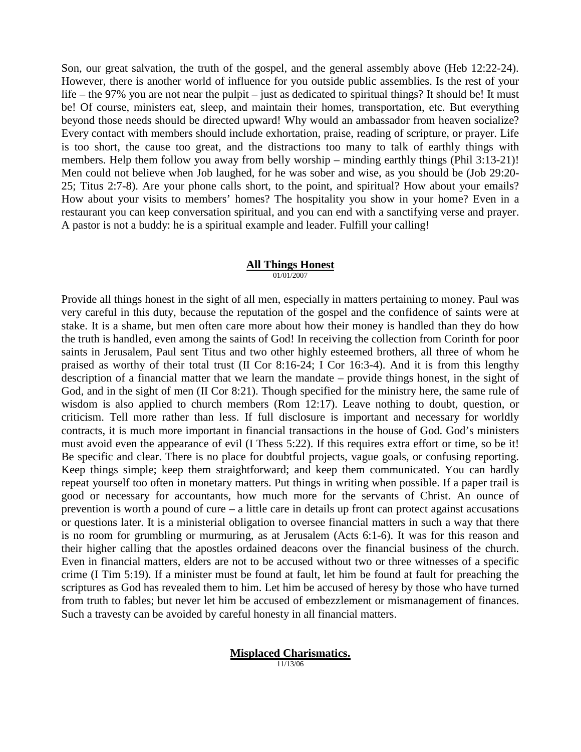Son, our great salvation, the truth of the gospel, and the general assembly above (Heb 12:22-24). However, there is another world of influence for you outside public assemblies. Is the rest of your life – the 97% you are not near the pulpit – just as dedicated to spiritual things? It should be! It must be! Of course, ministers eat, sleep, and maintain their homes, transportation, etc. But everything beyond those needs should be directed upward! Why would an ambassador from heaven socialize? Every contact with members should include exhortation, praise, reading of scripture, or prayer. Life is too short, the cause too great, and the distractions too many to talk of earthly things with members. Help them follow you away from belly worship – minding earthly things (Phil 3:13-21)! Men could not believe when Job laughed, for he was sober and wise, as you should be (Job 29:20-25; Titus 2:7-8). Are your phone calls short, to the point, and spiritual? How about your emails? How about your visits to members' homes? The hospitality you show in your home? Even in a restaurant you can keep conversation spiritual, and you can end with a sanctifying verse and prayer. A pastor is not a buddy: he is a spiritual example and leader. Fulfill your calling!

## All Things Honest

01/01/2007

Provide all things honest in the sight of all men, especially in matters pertaining to money. Paul was very careful in this duty, because the reputation of the gospel and the confidence of saints were at stake. It is a shame, but men often care more about how their money is handled than they do how the truth is handled, even among the saints of God! In receiving the collection from Corinth for poor saints in Jerusalem, Paul sent Titus and two other highly esteemed brothers, all three of whom he praised as worthy of their total trust (II Cor 8:16-24; I Cor 16:3-4). And it is from this lengthy description of a financial matter that we learn the mandate – provide things honest, in the sight of God, and in the sight of men (II Cor 8:21). Though specified for the ministry here, the same rule of wisdom is also applied to church members (Rom 12:17). Leave nothing to doubt, question, or criticism. Tell more rather than less. If full disclosure is important and necessary for worldly contracts, it is much more important in financial transactions in the house of God. God's ministers must avoid even the appearance of evil (I Thess 5:22). If this requires extra effort or time, so be it! Be specific and clear. There is no place for doubtful projects, vague goals, or confusing reporting. Keep things simple; keep them straightforward; and keep them communicated. You can hardly repeat yourself too often in monetary matters. Put things in writing when possible. If a paper trail is good or necessary for accountants, how much more for the servants of Christ. An ounce of prevention is worth a pound of cure – a little care in details up front can protect against accusations or questions later. It is a ministerial obligation to oversee financial matters in such a way that there is no room for grumbling or murmuring, as at Jerusalem (Acts 6:1-6). It was for this reason and their higher calling that the apostles ordained deacons over the financial business of the church. Even in financial matters, elders are not to be accused without two or three witnesses of a specific crime (I Tim 5:19). If a minister must be found at fault, let him be found at fault for preaching the scriptures as God has revealed them to him. Let him be accused of heresy by those who have turned from truth to fables; but never let him be accused of embezzlement or mismanagement of finances. Such a travesty can be avoided by careful honesty in all financial matters.

## Misplaced Charismatics.

11/13/06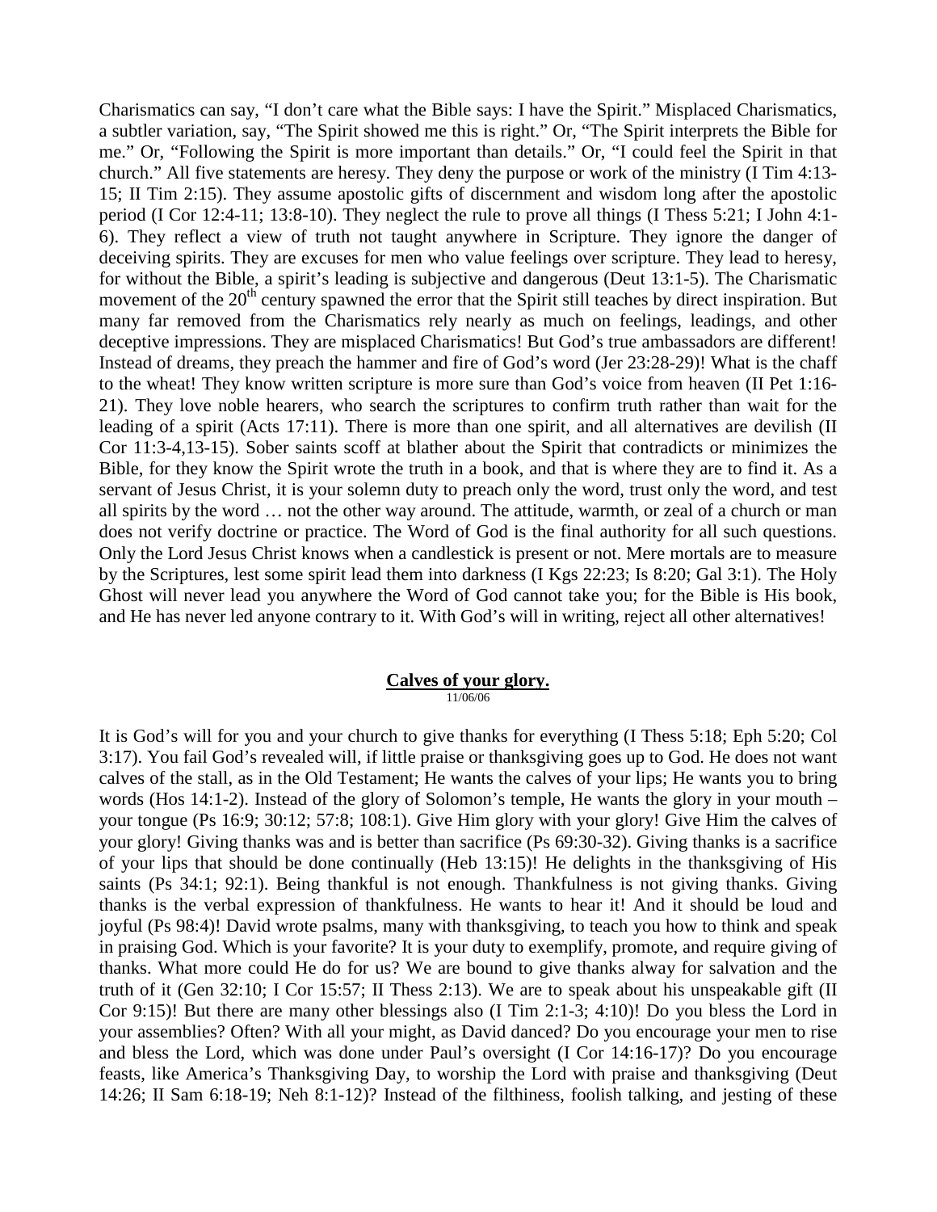Charismatics can say, "I don't care what the Bible says: I have the Spirit." Misplaced Charismatics, a subtler variation, say, "The Spirit showed me this is right." Or, "The Spirit interprets the Bible for me." Or, "Following the Spirit is more important than details." Or, "I could feel the Spirit in that church." All five statements are heresy. They deny the purpose or work of the ministry (I Tim 4:13-15; II Tim 2:15). They assume apostolic gifts of discernment and wisdom long after the apostolic period (I Cor 12:4-11; 13:8-10). They neglect the rule to prove all things (I Thess 5:21; I John 4:1-6). They reflect a view of truth not taught anywhere in Scripture. They ignore the danger of deceiving spirits. They are excuses for men who value feelings over scripture. They lead to heresy, for without the Bible, a spirit's leading is subjective and dangerous (Deut 13:1-5). The Charismatic movement of the 20th century spawned the error that the Spirit still teaches by direct inspiration. But many far removed from the Charismatics rely nearly as much on feelings, leadings, and other deceptive impressions. They are misplaced Charismatics! But God's true ambassadors are different! Instead of dreams, they preach the hammer and fire of God's word (Jer 23:28-29)! What is the chaff to the wheat! They know written scripture is more sure than God's voice from heaven (II Pet 1:16-21). They love noble hearers, who search the scriptures to confirm truth rather than wait for the leading of a spirit (Acts 17:11). There is more than one spirit, and all alternatives are devilish (II Cor 11:3-4,13-15). Sober saints scoff at blather about the Spirit that contradicts or minimizes the Bible, for they know the Spirit wrote the truth in a book, and that is where they are to find it. As a servant of Jesus Christ, it is your solemn duty to preach only the word, trust only the word, and test all spirits by the word … not the other way around. The attitude, warmth, or zeal of a church or man does not verify doctrine or practice. The Word of God is the final authority for all such questions. Only the Lord Jesus Christ knows when a candlestick is present or not. Mere mortals are to measure by the Scriptures, lest some spirit lead them into darkness (I Kgs 22:23; Is 8:20; Gal 3:1). The Holy Ghost will never lead you anywhere the Word of God cannot take you; for the Bible is His book, and He has never led anyone contrary to it. With God's will in writing, reject all other alternatives!

## Calves of your glory.

11/06/06

It is God's will for you and your church to give thanks for everything (I Thess 5:18; Eph 5:20; Col 3:17). You fail God's revealed will, if little praise or thanksgiving goes up to God. He does not want calves of the stall, as in the Old Testament; He wants the calves of your lips; He wants you to bring words (Hos 14:1-2). Instead of the glory of Solomon's temple, He wants the glory in your mouth – your tongue (Ps 16:9; 30:12; 57:8; 108:1). Give Him glory with your glory! Give Him the calves of your glory! Giving thanks was and is better than sacrifice (Ps 69:30-32). Giving thanks is a sacrifice of your lips that should be done continually (Heb 13:15)! He delights in the thanksgiving of His saints (Ps 34:1; 92:1). Being thankful is not enough. Thankfulness is not giving thanks. Giving thanks is the verbal expression of thankfulness. He wants to hear it! And it should be loud and joyful (Ps 98:4)! David wrote psalms, many with thanksgiving, to teach you how to think and speak in praising God. Which is your favorite? It is your duty to exemplify, promote, and require giving of thanks. What more could He do for us? We are bound to give thanks alway for salvation and the truth of it (Gen 32:10; I Cor 15:57; II Thess 2:13). We are to speak about his unspeakable gift (II Cor 9:15)! But there are many other blessings also (I Tim 2:1-3; 4:10)! Do you bless the Lord in your assemblies? Often? With all your might, as David danced? Do you encourage your men to rise and bless the Lord, which was done under Paul's oversight (I Cor 14:16-17)? Do you encourage feasts, like America's Thanksgiving Day, to worship the Lord with praise and thanksgiving (Deut 14:26; II Sam 6:18-19; Neh 8:1-12)? Instead of the filthiness, foolish talking, and jesting of these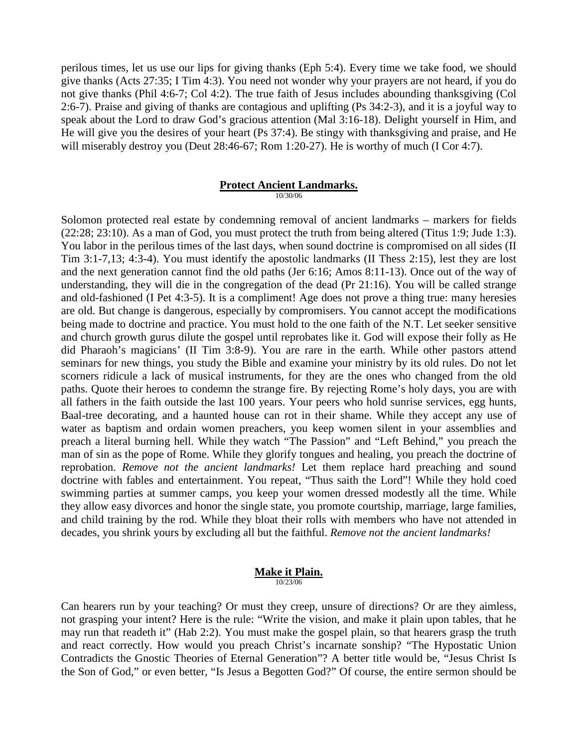perilous times, let us use our lips for giving thanks (Eph 5:4). Every time we take food, we should give thanks (Acts 27:35; I Tim 4:3). You need not wonder why your prayers are not heard, if you do not give thanks (Phil 4:6-7; Col 4:2). The true faith of Jesus includes abounding thanksgiving (Col 2:6-7). Praise and giving of thanks are contagious and uplifting (Ps 34:2-3), and it is a joyful way to speak about the Lord to draw God's gracious attention (Mal 3:16-18). Delight yourself in Him, and He will give you the desires of your heart (Ps 37:4). Be stingy with thanksgiving and praise, and He will miserably destroy you (Deut 28:46-67; Rom 1:20-27). He is worthy of much (I Cor 4:7).

## Protect Ancient Landmarks.

10/30/06

Solomon protected real estate by condemning removal of ancient landmarks – markers for fields (22:28; 23:10). As a man of God, you must protect the truth from being altered (Titus 1:9; Jude 1:3). You labor in the perilous times of the last days, when sound doctrine is compromised on all sides (II Tim 3:1-7,13; 4:3-4). You must identify the apostolic landmarks (II Thess 2:15), lest they are lost and the next generation cannot find the old paths (Jer 6:16; Amos 8:11-13). Once out of the way of understanding, they will die in the congregation of the dead (Pr 21:16). You will be called strange and old-fashioned (I Pet 4:3-5). It is a compliment! Age does not prove a thing true: many heresies are old. But change is dangerous, especially by compromisers. You cannot accept the modifications being made to doctrine and practice. You must hold to the one faith of the N.T. Let seeker sensitive and church growth gurus dilute the gospel until reprobates like it. God will expose their folly as He did Pharaoh's magicians' (II Tim 3:8-9). You are rare in the earth. While other pastors attend seminars for new things, you study the Bible and examine your ministry by its old rules. Do not let scorners ridicule a lack of musical instruments, for they are the ones who changed from the old paths. Quote their heroes to condemn the strange fire. By rejecting Rome's holy days, you are with all fathers in the faith outside the last 100 years. Your peers who hold sunrise services, egg hunts, Baal-tree decorating, and a haunted house can rot in their shame. While they accept any use of water as baptism and ordain women preachers, you keep women silent in your assemblies and preach a literal burning hell. While they watch "The Passion" and "Left Behind," you preach the man of sin as the pope of Rome. While they glorify tongues and healing, you preach the doctrine of reprobation. *Remove not the ancient landmarks!* Let them replace hard preaching and sound doctrine with fables and entertainment. You repeat, "Thus saith the Lord"! While they hold coed swimming parties at summer camps, you keep your women dressed modestly all the time. While they allow easy divorces and honor the single state, you promote courtship, marriage, large families, and child training by the rod. While they bloat their rolls with members who have not attended in decades, you shrink yours by excluding all but the faithful. *Remove not the ancient landmarks!*

## Make it Plain.

10/23/06

Can hearers run by your teaching? Or must they creep, unsure of directions? Or are they aimless, not grasping your intent? Here is the rule: "Write the vision, and make it plain upon tables, that he may run that readeth it" (Hab 2:2). You must make the gospel plain, so that hearers grasp the truth and react correctly. How would you preach Christ's incarnate sonship? "The Hypostatic Union Contradicts the Gnostic Theories of Eternal Generation"? A better title would be, "Jesus Christ Is the Son of God," or even better, "Is Jesus a Begotten God?" Of course, the entire sermon should be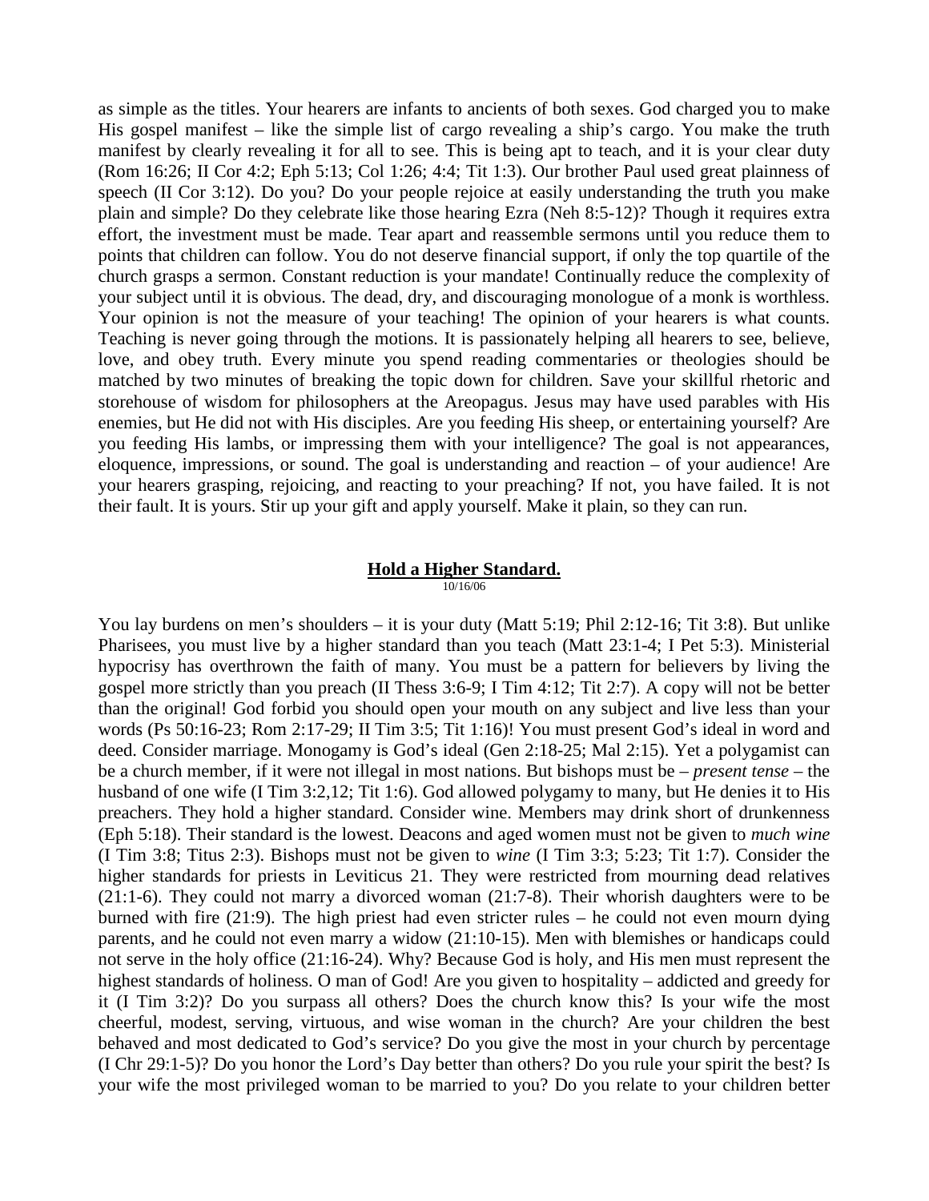as simple as the titles. Your hearers are infants to ancients of both sexes. God charged you to make His gospel manifest – like the simple list of cargo revealing a ship's cargo. You make the truth manifest by clearly revealing it for all to see. This is being apt to teach, and it is your clear duty (Rom 16:26; II Cor 4:2; Eph 5:13; Col 1:26; 4:4; Tit 1:3). Our brother Paul used great plainness of speech (II Cor 3:12). Do you? Do your people rejoice at easily understanding the truth you make plain and simple? Do they celebrate like those hearing Ezra (Neh 8:5-12)? Though it requires extra effort, the investment must be made. Tear apart and reassemble sermons until you reduce them to points that children can follow. You do not deserve financial support, if only the top quartile of the church grasps a sermon. Constant reduction is your mandate! Continually reduce the complexity of your subject until it is obvious. The dead, dry, and discouraging monologue of a monk is worthless. Your opinion is not the measure of your teaching! The opinion of your hearers is what counts. Teaching is never going through the motions. It is passionately helping all hearers to see, believe, love, and obey truth. Every minute you spend reading commentaries or theologies should be matched by two minutes of breaking the topic down for children. Save your skillful rhetoric and storehouse of wisdom for philosophers at the Areopagus. Jesus may have used parables with His enemies, but He did not with His disciples. Are you feeding His sheep, or entertaining yourself? Are you feeding His lambs, or impressing them with your intelligence? The goal is not appearances, eloquence, impressions, or sound. The goal is understanding and reaction – of your audience! Are your hearers grasping, rejoicing, and reacting to your preaching? If not, you have failed. It is not their fault. It is yours. Stir up your gift and apply yourself. Make it plain, so they can run.

## Hold a Higher Standard.

10/16/06

You lay burdens on men's shoulders – it is your duty (Matt 5:19; Phil 2:12-16; Tit 3:8). But unlike Pharisees, you must live by a higher standard than you teach (Matt 23:1-4; I Pet 5:3). Ministerial hypocrisy has overthrown the faith of many. You must be a pattern for believers by living the gospel more strictly than you preach (II Thess 3:6-9; I Tim 4:12; Tit 2:7). A copy will not be better than the original! God forbid you should open your mouth on any subject and live less than your words (Ps 50:16-23; Rom 2:17-29; II Tim 3:5; Tit 1:16)! You must present God's ideal in word and deed. Consider marriage. Monogamy is God's ideal (Gen 2:18-25; Mal 2:15). Yet a polygamist can be a church member, if it were not illegal in most nations. But bishops must be – *present tense* – the husband of one wife (I Tim 3:2,12; Tit 1:6). God allowed polygamy to many, but He denies it to His preachers. They hold a higher standard. Consider wine. Members may drink short of drunkenness (Eph 5:18). Their standard is the lowest. Deacons and aged women must not be given to *much wine* (I Tim 3:8; Titus 2:3). Bishops must not be given to *wine* (I Tim 3:3; 5:23; Tit 1:7). Consider the higher standards for priests in Leviticus 21. They were restricted from mourning dead relatives (21:1-6). They could not marry a divorced woman (21:7-8). Their whorish daughters were to be burned with fire (21:9). The high priest had even stricter rules – he could not even mourn dying parents, and he could not even marry a widow (21:10-15). Men with blemishes or handicaps could not serve in the holy office (21:16-24). Why? Because God is holy, and His men must represent the highest standards of holiness. O man of God! Are you given to hospitality – addicted and greedy for it (I Tim 3:2)? Do you surpass all others? Does the church know this? Is your wife the most cheerful, modest, serving, virtuous, and wise woman in the church? Are your children the best behaved and most dedicated to God's service? Do you give the most in your church by percentage (I Chr 29:1-5)? Do you honor the Lord's Day better than others? Do you rule your spirit the best? Is your wife the most privileged woman to be married to you? Do you relate to your children better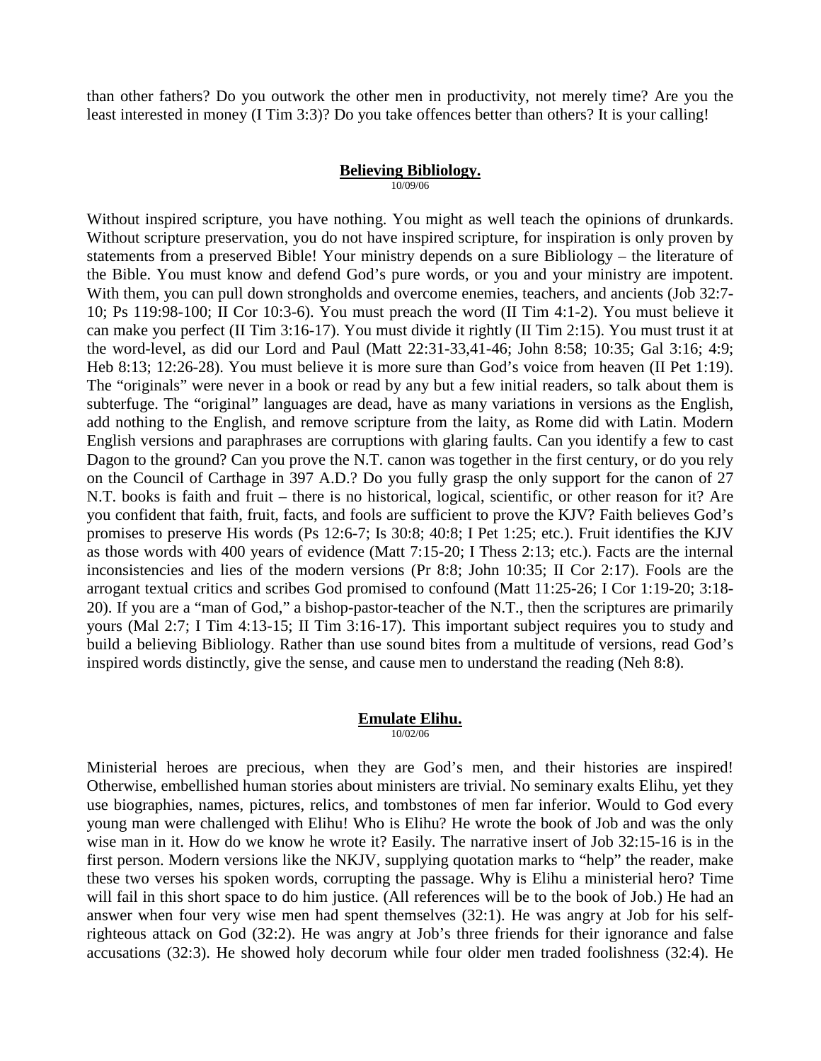than other fathers? Do you outwork the other men in productivity, not merely time? Are you the least interested in money (I Tim 3:3)? Do you take offences better than others? It is your calling!

## **Believing Bibliology.**

10/09/06

Without inspired scripture, you have nothing. You might as well teach the opinions of drunkards. Without scripture preservation, you do not have inspired scripture, for inspiration is only proven by statements from a preserved Bible! Your ministry depends on a sure Bibliology – the literature of the Bible. You must know and defend God's pure words, or you and your ministry are impotent. With them, you can pull down strongholds and overcome enemies, teachers, and ancients (Job 32:7-10; Ps 119:98-100; II Cor 10:3-6). You must preach the word (II Tim 4:1-2). You must believe it can make you perfect (II Tim 3:16-17). You must divide it rightly (II Tim 2:15). You must trust it at the word-level, as did our Lord and Paul (Matt 22:31-33,41-46; John 8:58; 10:35; Gal 3:16; 4:9; Heb 8:13; 12:26-28). You must believe it is more sure than God's voice from heaven (II Pet 1:19). The "originals" were never in a book or read by any but a few initial readers, so talk about them is subterfuge. The "original" languages are dead, have as many variations in versions as the English, add nothing to the English, and remove scripture from the laity, as Rome did with Latin. Modern English versions and paraphrases are corruptions with glaring faults. Can you identify a few to cast Dagon to the ground? Can you prove the N.T. canon was together in the first century, or do you rely on the Council of Carthage in 397 A.D.? Do you fully grasp the only support for the canon of 27 N.T. books is faith and fruit – there is no historical, logical, scientific, or other reason for it? Are you confident that faith, fruit, facts, and fools are sufficient to prove the KJV? Faith believes God's promises to preserve His words (Ps 12:6-7; Is 30:8; 40:8; I Pet 1:25; etc.). Fruit identifies the KJV as those words with 400 years of evidence (Matt 7:15-20; I Thess 2:13; etc.). Facts are the internal inconsistencies and lies of the modern versions (Pr 8:8; John 10:35; II Cor 2:17). Fools are the arrogant textual critics and scribes God promised to confound (Matt 11:25-26; I Cor 1:19-20; 3:18-20). If you are a "man of God," a bishop-pastor-teacher of the N.T., then the scriptures are primarily yours (Mal 2:7; I Tim 4:13-15; II Tim 3:16-17). This important subject requires you to study and build a believing Bibliology. Rather than use sound bites from a multitude of versions, read God's inspired words distinctly, give the sense, and cause men to understand the reading (Neh 8:8).

## **Emulate Elihu.**

10/02/06

Ministerial heroes are precious, when they are God's men, and their histories are inspired! Otherwise, embellished human stories about ministers are trivial. No seminary exalts Elihu, yet they use biographies, names, pictures, relics, and tombstones of men far inferior. Would to God every young man were challenged with Elihu! Who is Elihu? He wrote the book of Job and was the only wise man in it. How do we know he wrote it? Easily. The narrative insert of Job 32:15-16 is in the first person. Modern versions like the NKJV, supplying quotation marks to "help" the reader, make these two verses his spoken words, corrupting the passage. Why is Elihu a ministerial hero? Time will fail in this short space to do him justice. (All references will be to the book of Job.) He had an answer when four very wise men had spent themselves (32:1). He was angry at Job for his self-righteous attack on God (32:2). He was angry at Job's three friends for their ignorance and false accusations (32:3). He showed holy decorum while four older men traded foolishness (32:4). He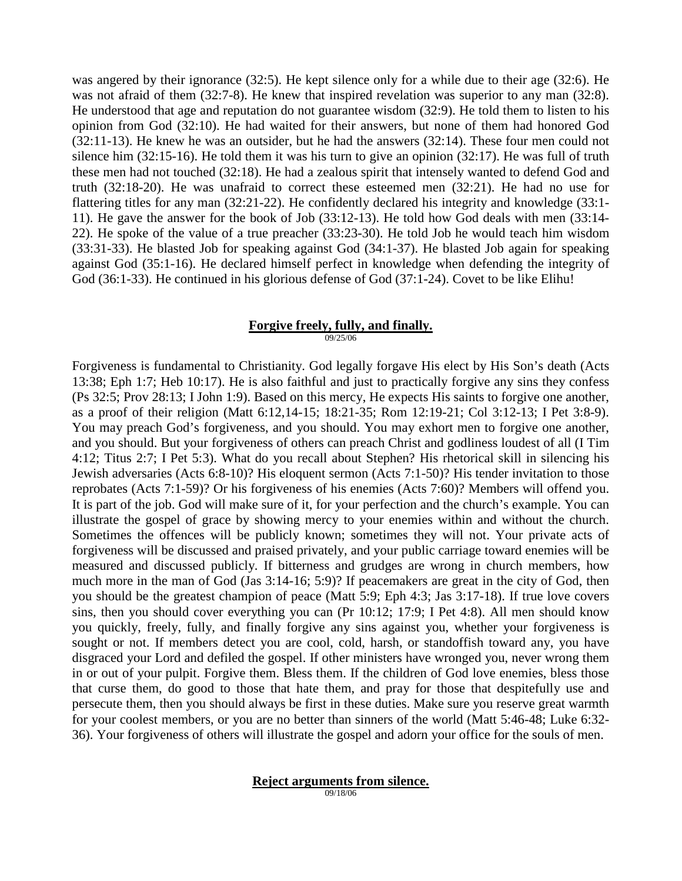was angered by their ignorance (32:5). He kept silence only for a while due to their age (32:6). He was not afraid of them (32:7-8). He knew that inspired revelation was superior to any man (32:8). He understood that age and reputation do not guarantee wisdom (32:9). He told them to listen to his opinion from God (32:10). He had waited for their answers, but none of them had honored God (32:11-13). He knew he was an outsider, but he had the answers (32:14). These four men could not silence him (32:15-16). He told them it was his turn to give an opinion (32:17). He was full of truth these men had not touched (32:18). He had a zealous spirit that intensely wanted to defend God and truth (32:18-20). He was unafraid to correct these esteemed men (32:21). He had no use for flattering titles for any man (32:21-22). He confidently declared his integrity and knowledge (33:1-11). He gave the answer for the book of Job (33:12-13). He told how God deals with men (33:14-22). He spoke of the value of a true preacher (33:23-30). He told Job he would teach him wisdom (33:31-33). He blasted Job for speaking against God (34:1-37). He blasted Job again for speaking against God (35:1-16). He declared himself perfect in knowledge when defending the integrity of God (36:1-33). He continued in his glorious defense of God (37:1-24). Covet to be like Elihu!

## Forgive freely, fully, and finally.

09/25/06

Forgiveness is fundamental to Christianity. God legally forgave His elect by His Son's death (Acts 13:38; Eph 1:7; Heb 10:17). He is also faithful and just to practically forgive any sins they confess (Ps 32:5; Prov 28:13; I John 1:9). Based on this mercy, He expects His saints to forgive one another, as a proof of their religion (Matt 6:12,14-15; 18:21-35; Rom 12:19-21; Col 3:12-13; I Pet 3:8-9). You may preach God's forgiveness, and you should. You may exhort men to forgive one another, and you should. But your forgiveness of others can preach Christ and godliness loudest of all (I Tim 4:12; Titus 2:7; I Pet 5:3). What do you recall about Stephen? His rhetorical skill in silencing his Jewish adversaries (Acts 6:8-10)? His eloquent sermon (Acts 7:1-50)? His tender invitation to those reprobates (Acts 7:1-59)? Or his forgiveness of his enemies (Acts 7:60)? Members will offend you. It is part of the job. God will make sure of it, for your perfection and the church's example. You can illustrate the gospel of grace by showing mercy to your enemies within and without the church. Sometimes the offences will be publicly known; sometimes they will not. Your private acts of forgiveness will be discussed and praised privately, and your public carriage toward enemies will be measured and discussed publicly. If bitterness and grudges are wrong in church members, how much more in the man of God (Jas 3:14-16; 5:9)? If peacemakers are great in the city of God, then you should be the greatest champion of peace (Matt 5:9; Eph 4:3; Jas 3:17-18). If true love covers sins, then you should cover everything you can (Pr 10:12; 17:9; I Pet 4:8). All men should know you quickly, freely, fully, and finally forgive any sins against you, whether your forgiveness is sought or not. If members detect you are cool, cold, harsh, or standoffish toward any, you have disgraced your Lord and defiled the gospel. If other ministers have wronged you, never wrong them in or out of your pulpit. Forgive them. Bless them. If the children of God love enemies, bless those that curse them, do good to those that hate them, and pray for those that despitefully use and persecute them, then you should always be first in these duties. Make sure you reserve great warmth for your coolest members, or you are no better than sinners of the world (Matt 5:46-48; Luke 6:32-36). Your forgiveness of others will illustrate the gospel and adorn your office for the souls of men.

## Reject arguments from silence.

09/18/06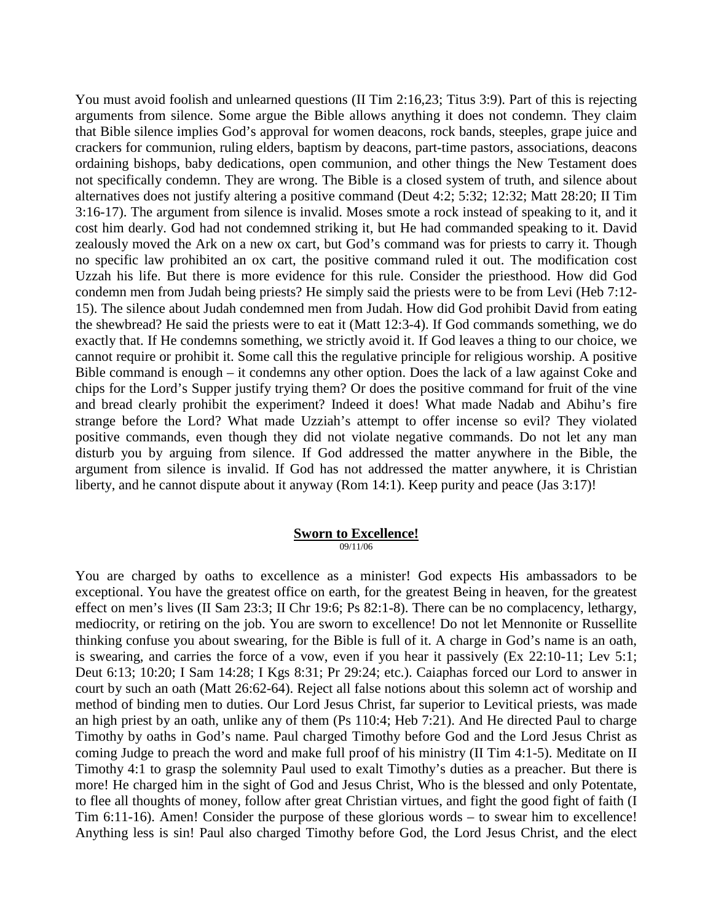You must avoid foolish and unlearned questions (II Tim 2:16,23; Titus 3:9). Part of this is rejecting arguments from silence. Some argue the Bible allows anything it does not condemn. They claim that Bible silence implies God's approval for women deacons, rock bands, steeples, grape juice and crackers for communion, ruling elders, baptism by deacons, part-time pastors, associations, deacons ordaining bishops, baby dedications, open communion, and other things the New Testament does not specifically condemn. They are wrong. The Bible is a closed system of truth, and silence about alternatives does not justify altering a positive command (Deut 4:2; 5:32; 12:32; Matt 28:20; II Tim 3:16-17). The argument from silence is invalid. Moses smote a rock instead of speaking to it, and it cost him dearly. God had not condemned striking it, but He had commanded speaking to it. David zealously moved the Ark on a new ox cart, but God's command was for priests to carry it. Though no specific law prohibited an ox cart, the positive command ruled it out. The modification cost Uzzah his life. But there is more evidence for this rule. Consider the priesthood. How did God condemn men from Judah being priests? He simply said the priests were to be from Levi (Heb 7:12-15). The silence about Judah condemned men from Judah. How did God prohibit David from eating the shewbread? He said the priests were to eat it (Matt 12:3-4). If God commands something, we do exactly that. If He condemns something, we strictly avoid it. If God leaves a thing to our choice, we cannot require or prohibit it. Some call this the regulative principle for religious worship. A positive Bible command is enough – it condemns any other option. Does the lack of a law against Coke and chips for the Lord's Supper justify trying them? Or does the positive command for fruit of the vine and bread clearly prohibit the experiment? Indeed it does! What made Nadab and Abihu's fire strange before the Lord? What made Uzziah's attempt to offer incense so evil? They violated positive commands, even though they did not violate negative commands. Do not let any man disturb you by arguing from silence. If God addressed the matter anywhere in the Bible, the argument from silence is invalid. If God has not addressed the matter anywhere, it is Christian liberty, and he cannot dispute about it anyway (Rom 14:1). Keep purity and peace (Jas 3:17)!

## Sworn to Excellence!

09/11/06

You are charged by oaths to excellence as a minister! God expects His ambassadors to be exceptional. You have the greatest office on earth, for the greatest Being in heaven, for the greatest effect on men's lives (II Sam 23:3; II Chr 19:6; Ps 82:1-8). There can be no complacency, lethargy, mediocrity, or retiring on the job. You are sworn to excellence! Do not let Mennonite or Russellite thinking confuse you about swearing, for the Bible is full of it. A charge in God's name is an oath, is swearing, and carries the force of a vow, even if you hear it passively (Ex 22:10-11; Lev 5:1; Deut 6:13; 10:20; I Sam 14:28; I Kgs 8:31; Pr 29:24; etc.). Caiaphas forced our Lord to answer in court by such an oath (Matt 26:62-64). Reject all false notions about this solemn act of worship and method of binding men to duties. Our Lord Jesus Christ, far superior to Levitical priests, was made an high priest by an oath, unlike any of them (Ps 110:4; Heb 7:21). And He directed Paul to charge Timothy by oaths in God's name. Paul charged Timothy before God and the Lord Jesus Christ as coming Judge to preach the word and make full proof of his ministry (II Tim 4:1-5). Meditate on II Timothy 4:1 to grasp the solemnity Paul used to exalt Timothy's duties as a preacher. But there is more! He charged him in the sight of God and Jesus Christ, Who is the blessed and only Potentate, to flee all thoughts of money, follow after great Christian virtues, and fight the good fight of faith (I Tim 6:11-16). Amen! Consider the purpose of these glorious words – to swear him to excellence! Anything less is sin! Paul also charged Timothy before God, the Lord Jesus Christ, and the elect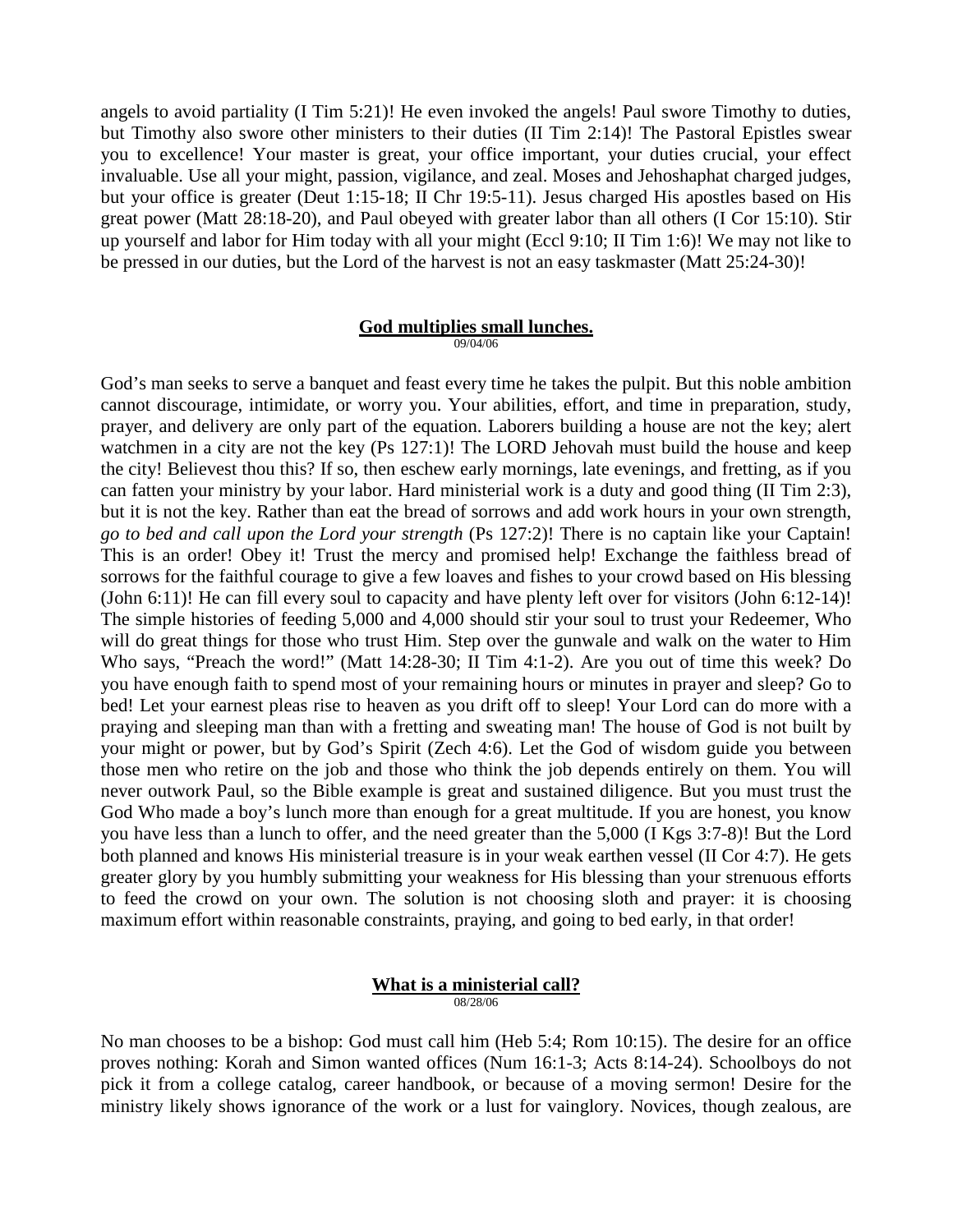angels to avoid partiality (I Tim 5:21)! He even invoked the angels! Paul swore Timothy to duties, but Timothy also swore other ministers to their duties (II Tim 2:14)! The Pastoral Epistles swear you to excellence! Your master is great, your office important, your duties crucial, your effect invaluable. Use all your might, passion, vigilance, and zeal. Moses and Jehoshaphat charged judges, but your office is greater (Deut 1:15-18; II Chr 19:5-11). Jesus charged His apostles based on His great power (Matt 28:18-20), and Paul obeyed with greater labor than all others (I Cor 15:10). Stir up yourself and labor for Him today with all your might (Eccl 9:10; II Tim 1:6)! We may not like to be pressed in our duties, but the Lord of the harvest is not an easy taskmaster (Matt 25:24-30)!

## **God multiplies small lunches.**

09/04/06

God's man seeks to serve a banquet and feast every time he takes the pulpit. But this noble ambition cannot discourage, intimidate, or worry you. Your abilities, effort, and time in preparation, study, prayer, and delivery are only part of the equation. Laborers building a house are not the key; alert watchmen in a city are not the key (Ps 127:1)! The LORD Jehovah must build the house and keep the city! Believest thou this? If so, then eschew early mornings, late evenings, and fretting, as if you can fatten your ministry by your labor. Hard ministerial work is a duty and good thing (II Tim 2:3), but it is not the key. Rather than eat the bread of sorrows and add work hours in your own strength, *go to bed and call upon the Lord your strength* (Ps 127:2)! There is no captain like your Captain! This is an order! Obey it! Trust the mercy and promised help! Exchange the faithless bread of sorrows for the faithful courage to give a few loaves and fishes to your crowd based on His blessing (John 6:11)! He can fill every soul to capacity and have plenty left over for visitors (John 6:12-14)! The simple histories of feeding 5,000 and 4,000 should stir your soul to trust your Redeemer, Who will do great things for those who trust Him. Step over the gunwale and walk on the water to Him Who says, "Preach the word!" (Matt 14:28-30; II Tim 4:1-2). Are you out of time this week? Do you have enough faith to spend most of your remaining hours or minutes in prayer and sleep? Go to bed! Let your earnest pleas rise to heaven as you drift off to sleep! Your Lord can do more with a praying and sleeping man than with a fretting and sweating man! The house of God is not built by your might or power, but by God's Spirit (Zech 4:6). Let the God of wisdom guide you between those men who retire on the job and those who think the job depends entirely on them. You will never outwork Paul, so the Bible example is great and sustained diligence. But you must trust the God Who made a boy's lunch more than enough for a great multitude. If you are honest, you know you have less than a lunch to offer, and the need greater than the 5,000 (I Kgs 3:7-8)! But the Lord both planned and knows His ministerial treasure is in your weak earthen vessel (II Cor 4:7). He gets greater glory by you humbly submitting your weakness for His blessing than your strenuous efforts to feed the crowd on your own. The solution is not choosing sloth and prayer: it is choosing maximum effort within reasonable constraints, praying, and going to bed early, in that order!

## **What is a ministerial call?**

08/28/06

No man chooses to be a bishop: God must call him (Heb 5:4; Rom 10:15). The desire for an office proves nothing: Korah and Simon wanted offices (Num 16:1-3; Acts 8:14-24). Schoolboys do not pick it from a college catalog, career handbook, or because of a moving sermon! Desire for the ministry likely shows ignorance of the work or a lust for vainglory. Novices, though zealous, are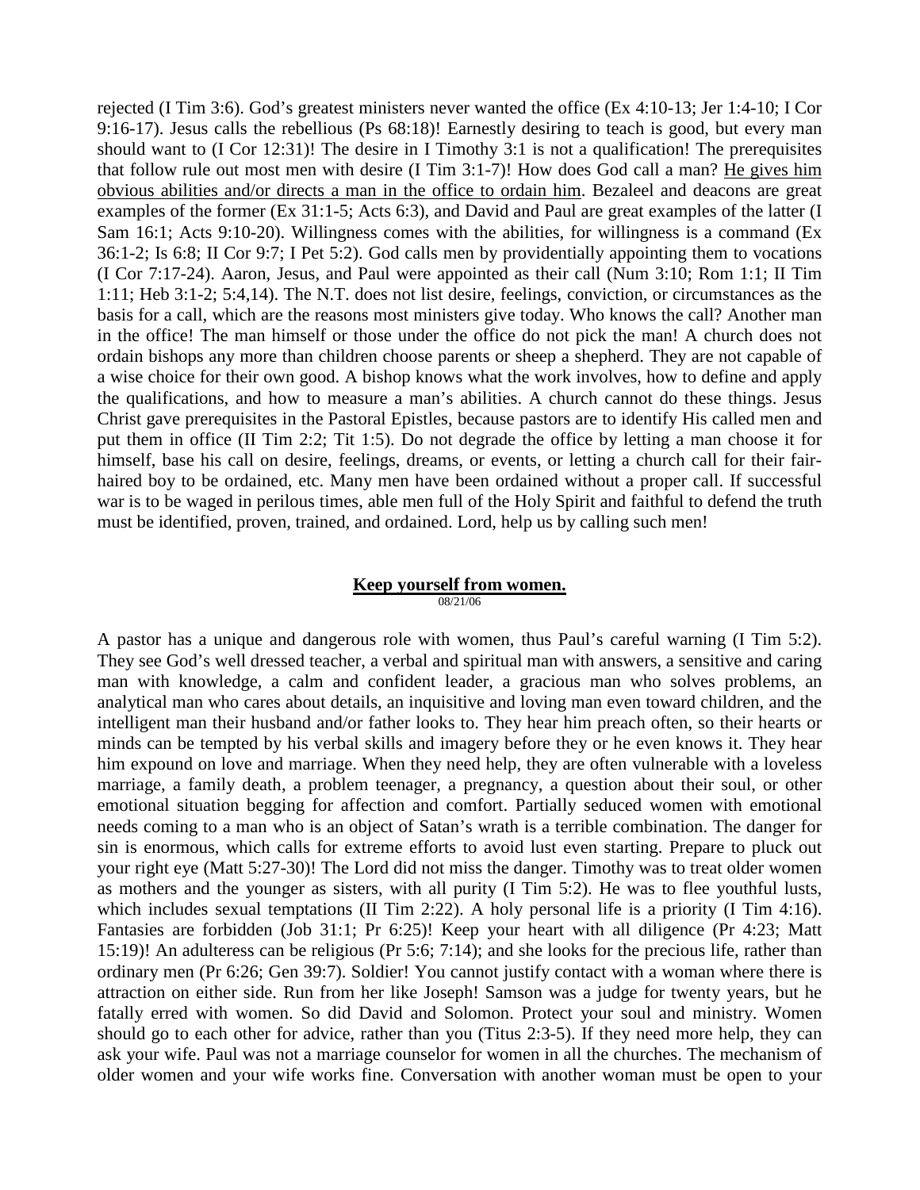rejected (I Tim 3:6). God's greatest ministers never wanted the office (Ex 4:10-13; Jer 1:4-10; I Cor 9:16-17). Jesus calls the rebellious (Ps 68:18)! Earnestly desiring to teach is good, but every man should want to (I Cor 12:31)! The desire in I Timothy 3:1 is not a qualification! The prerequisites that follow rule out most men with desire (I Tim 3:1-7)! How does God call a man? <u>He gives him obvious abilities and/or directs a man in the office to ordain him</u>. Bezaleel and deacons are great examples of the former (Ex 31:1-5; Acts 6:3), and David and Paul are great examples of the latter (I Sam 16:1; Acts 9:10-20). Willingness comes with the abilities, for willingness is a command (Ex 36:1-2; Is 6:8; II Cor 9:7; I Pet 5:2). God calls men by providentially appointing them to vocations (I Cor 7:17-24). Aaron, Jesus, and Paul were appointed as their call (Num 3:10; Rom 1:1; II Tim 1:11; Heb 3:1-2; 5:4,14). The N.T. does not list desire, feelings, conviction, or circumstances as the basis for a call, which are the reasons most ministers give today. Who knows the call? Another man in the office! The man himself or those under the office do not pick the man! A church does not ordain bishops any more than children choose parents or sheep a shepherd. They are not capable of a wise choice for their own good. A bishop knows what the work involves, how to define and apply the qualifications, and how to measure a man's abilities. A church cannot do these things. Jesus Christ gave prerequisites in the Pastoral Epistles, because pastors are to identify His called men and put them in office (II Tim 2:2; Tit 1:5). Do not degrade the office by letting a man choose it for himself, base his call on desire, feelings, dreams, or events, or letting a church call for their fair-haired boy to be ordained, etc. Many men have been ordained without a proper call. If successful war is to be waged in perilous times, able men full of the Holy Spirit and faithful to defend the truth must be identified, proven, trained, and ordained. Lord, help us by calling such men!

## <u>Keep yourself from women.</u>

08/21/06

A pastor has a unique and dangerous role with women, thus Paul's careful warning (I Tim 5:2). They see God's well dressed teacher, a verbal and spiritual man with answers, a sensitive and caring man with knowledge, a calm and confident leader, a gracious man who solves problems, an analytical man who cares about details, an inquisitive and loving man even toward children, and the intelligent man their husband and/or father looks to. They hear him preach often, so their hearts or minds can be tempted by his verbal skills and imagery before they or he even knows it. They hear him expound on love and marriage. When they need help, they are often vulnerable with a loveless marriage, a family death, a problem teenager, a pregnancy, a question about their soul, or other emotional situation begging for affection and comfort. Partially seduced women with emotional needs coming to a man who is an object of Satan's wrath is a terrible combination. The danger for sin is enormous, which calls for extreme efforts to avoid lust even starting. Prepare to pluck out your right eye (Matt 5:27-30)! The Lord did not miss the danger. Timothy was to treat older women as mothers and the younger as sisters, with all purity (I Tim 5:2). He was to flee youthful lusts, which includes sexual temptations (II Tim 2:22). A holy personal life is a priority (I Tim 4:16). Fantasies are forbidden (Job 31:1; Pr 6:25)! Keep your heart with all diligence (Pr 4:23; Matt 15:19)! An adulteress can be religious (Pr 5:6; 7:14); and she looks for the precious life, rather than ordinary men (Pr 6:26; Gen 39:7). Soldier! You cannot justify contact with a woman where there is attraction on either side. Run from her like Joseph! Samson was a judge for twenty years, but he fatally erred with women. So did David and Solomon. Protect your soul and ministry. Women should go to each other for advice, rather than you (Titus 2:3-5). If they need more help, they can ask your wife. Paul was not a marriage counselor for women in all the churches. The mechanism of older women and your wife works fine. Conversation with another woman must be open to your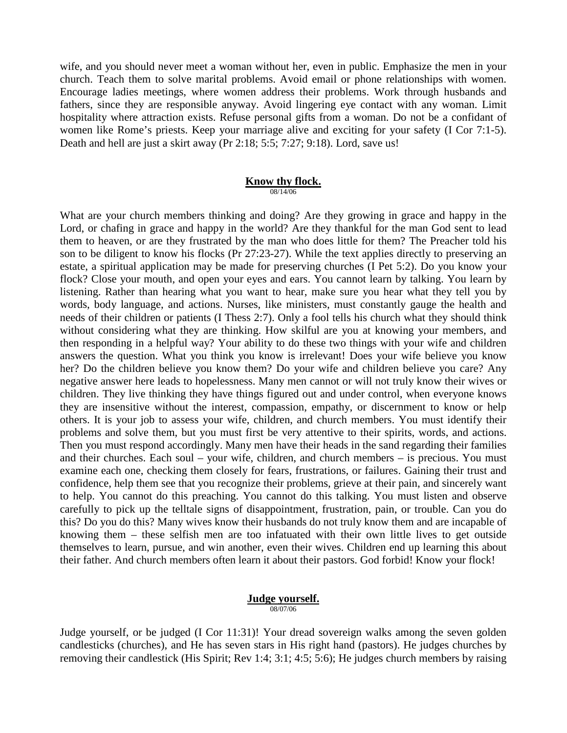wife, and you should never meet a woman without her, even in public. Emphasize the men in your church. Teach them to solve marital problems. Avoid email or phone relationships with women. Encourage ladies meetings, where women address their problems. Work through husbands and fathers, since they are responsible anyway. Avoid lingering eye contact with any woman. Limit hospitality where attraction exists. Refuse personal gifts from a woman. Do not be a confidant of women like Rome's priests. Keep your marriage alive and exciting for your safety (I Cor 7:1-5). Death and hell are just a skirt away (Pr 2:18; 5:5; 7:27; 9:18). Lord, save us!

## Know thy flock.

08/14/06

What are your church members thinking and doing? Are they growing in grace and happy in the Lord, or chafing in grace and happy in the world? Are they thankful for the man God sent to lead them to heaven, or are they frustrated by the man who does little for them? The Preacher told his son to be diligent to know his flocks (Pr 27:23-27). While the text applies directly to preserving an estate, a spiritual application may be made for preserving churches (I Pet 5:2). Do you know your flock? Close your mouth, and open your eyes and ears. You cannot learn by talking. You learn by listening. Rather than hearing what you want to hear, make sure you hear what they tell you by words, body language, and actions. Nurses, like ministers, must constantly gauge the health and needs of their children or patients (I Thess 2:7). Only a fool tells his church what they should think without considering what they are thinking. How skilful are you at knowing your members, and then responding in a helpful way? Your ability to do these two things with your wife and children answers the question. What you think you know is irrelevant! Does your wife believe you know her? Do the children believe you know them? Do your wife and children believe you care? Any negative answer here leads to hopelessness. Many men cannot or will not truly know their wives or children. They live thinking they have things figured out and under control, when everyone knows they are insensitive without the interest, compassion, empathy, or discernment to know or help others. It is your job to assess your wife, children, and church members. You must identify their problems and solve them, but you must first be very attentive to their spirits, words, and actions. Then you must respond accordingly. Many men have their heads in the sand regarding their families and their churches. Each soul – your wife, children, and church members – is precious. You must examine each one, checking them closely for fears, frustrations, or failures. Gaining their trust and confidence, help them see that you recognize their problems, grieve at their pain, and sincerely want to help. You cannot do this preaching. You cannot do this talking. You must listen and observe carefully to pick up the telltale signs of disappointment, frustration, pain, or trouble. Can you do this? Do you do this? Many wives know their husbands do not truly know them and are incapable of knowing them – these selfish men are too infatuated with their own little lives to get outside themselves to learn, pursue, and win another, even their wives. Children end up learning this about their father. And church members often learn it about their pastors. God forbid! Know your flock!

## Judge yourself.

08/07/06

Judge yourself, or be judged (I Cor 11:31)! Your dread sovereign walks among the seven golden candlesticks (churches), and He has seven stars in His right hand (pastors). He judges churches by removing their candlestick (His Spirit; Rev 1:4; 3:1; 4:5; 5:6); He judges church members by raising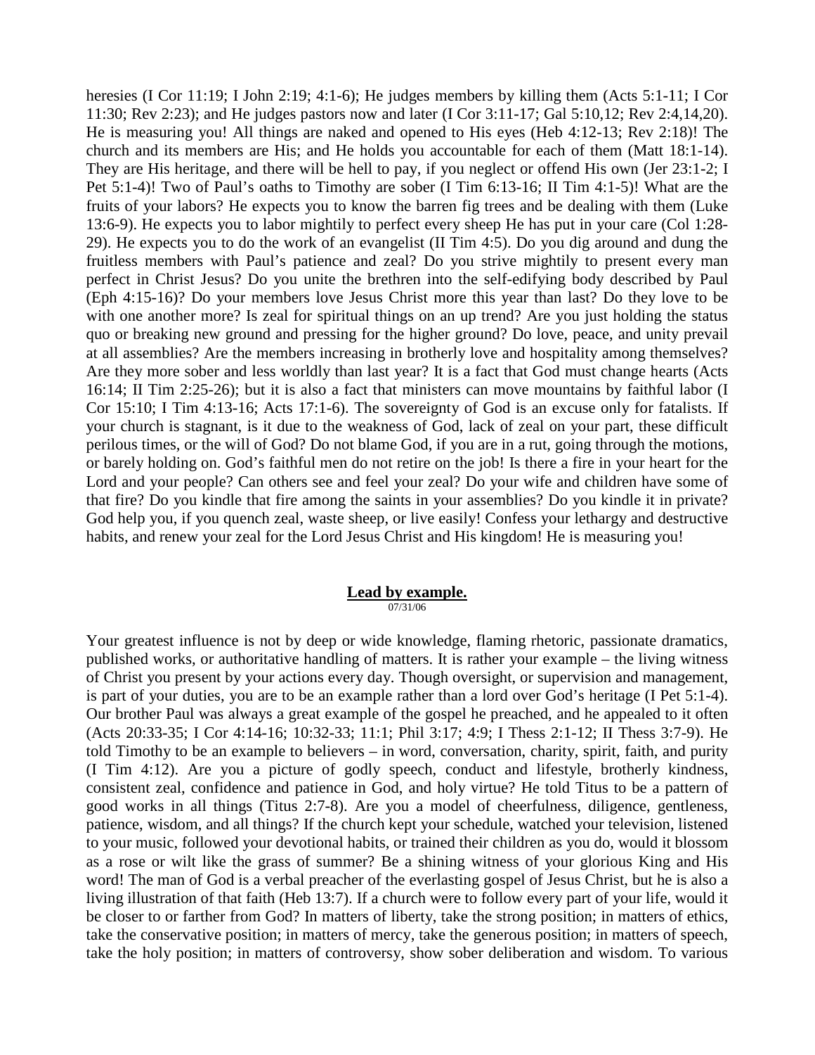heresies (I Cor 11:19; I John 2:19; 4:1-6); He judges members by killing them (Acts 5:1-11; I Cor 11:30; Rev 2:23); and He judges pastors now and later (I Cor 3:11-17; Gal 5:10,12; Rev 2:4,14,20). He is measuring you! All things are naked and opened to His eyes (Heb 4:12-13; Rev 2:18)! The church and its members are His; and He holds you accountable for each of them (Matt 18:1-14). They are His heritage, and there will be hell to pay, if you neglect or offend His own (Jer 23:1-2; I Pet 5:1-4)! Two of Paul's oaths to Timothy are sober (I Tim 6:13-16; II Tim 4:1-5)! What are the fruits of your labors? He expects you to know the barren fig trees and be dealing with them (Luke 13:6-9). He expects you to labor mightily to perfect every sheep He has put in your care (Col 1:28-29). He expects you to do the work of an evangelist (II Tim 4:5). Do you dig around and dung the fruitless members with Paul's patience and zeal? Do you strive mightily to present every man perfect in Christ Jesus? Do you unite the brethren into the self-edifying body described by Paul (Eph 4:15-16)? Do your members love Jesus Christ more this year than last? Do they love to be with one another more? Is zeal for spiritual things on an up trend? Are you just holding the status quo or breaking new ground and pressing for the higher ground? Do love, peace, and unity prevail at all assemblies? Are the members increasing in brotherly love and hospitality among themselves? Are they more sober and less worldly than last year? It is a fact that God must change hearts (Acts 16:14; II Tim 2:25-26); but it is also a fact that ministers can move mountains by faithful labor (I Cor 15:10; I Tim 4:13-16; Acts 17:1-6). The sovereignty of God is an excuse only for fatalists. If your church is stagnant, is it due to the weakness of God, lack of zeal on your part, these difficult perilous times, or the will of God? Do not blame God, if you are in a rut, going through the motions, or barely holding on. God's faithful men do not retire on the job! Is there a fire in your heart for the Lord and your people? Can others see and feel your zeal? Do your wife and children have some of that fire? Do you kindle that fire among the saints in your assemblies? Do you kindle it in private? God help you, if you quench zeal, waste sheep, or live easily! Confess your lethargy and destructive habits, and renew your zeal for the Lord Jesus Christ and His kingdom! He is measuring you!

## Lead by example.

07/31/06

Your greatest influence is not by deep or wide knowledge, flaming rhetoric, passionate dramatics, published works, or authoritative handling of matters. It is rather your example – the living witness of Christ you present by your actions every day. Though oversight, or supervision and management, is part of your duties, you are to be an example rather than a lord over God's heritage (I Pet 5:1-4). Our brother Paul was always a great example of the gospel he preached, and he appealed to it often (Acts 20:33-35; I Cor 4:14-16; 10:32-33; 11:1; Phil 3:17; 4:9; I Thess 2:1-12; II Thess 3:7-9). He told Timothy to be an example to believers – in word, conversation, charity, spirit, faith, and purity (I Tim 4:12). Are you a picture of godly speech, conduct and lifestyle, brotherly kindness, consistent zeal, confidence and patience in God, and holy virtue? He told Titus to be a pattern of good works in all things (Titus 2:7-8). Are you a model of cheerfulness, diligence, gentleness, patience, wisdom, and all things? If the church kept your schedule, watched your television, listened to your music, followed your devotional habits, or trained their children as you do, would it blossom as a rose or wilt like the grass of summer? Be a shining witness of your glorious King and His word! The man of God is a verbal preacher of the everlasting gospel of Jesus Christ, but he is also a living illustration of that faith (Heb 13:7). If a church were to follow every part of your life, would it be closer to or farther from God? In matters of liberty, take the strong position; in matters of ethics, take the conservative position; in matters of mercy, take the generous position; in matters of speech, take the holy position; in matters of controversy, show sober deliberation and wisdom. To various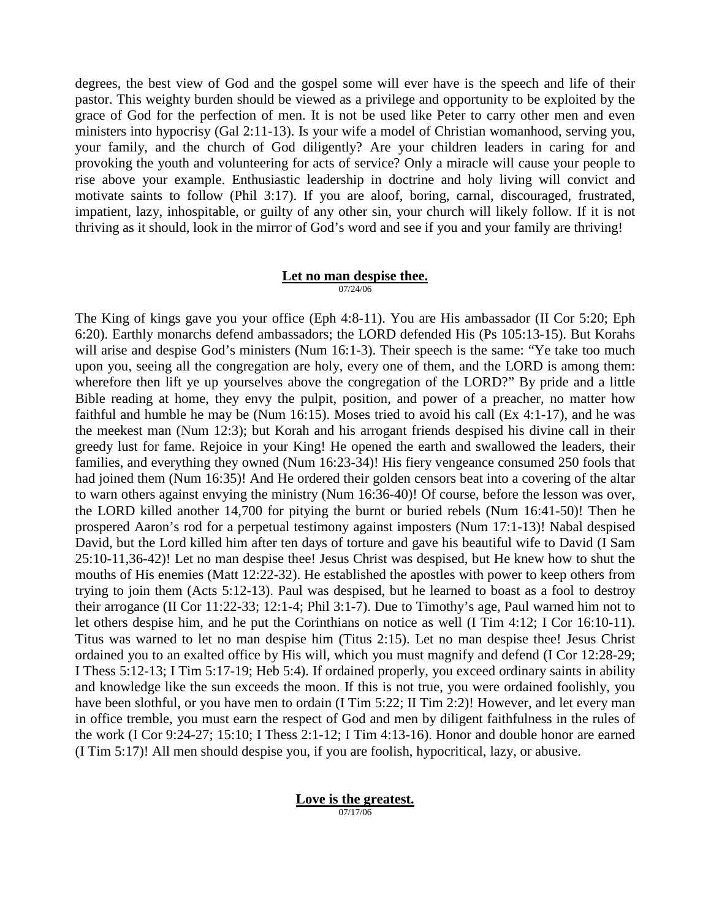degrees, the best view of God and the gospel some will ever have is the speech and life of their pastor. This weighty burden should be viewed as a privilege and opportunity to be exploited by the grace of God for the perfection of men. It is not be used like Peter to carry other men and even ministers into hypocrisy (Gal 2:11-13). Is your wife a model of Christian womanhood, serving you, your family, and the church of God diligently? Are your children leaders in caring for and provoking the youth and volunteering for acts of service? Only a miracle will cause your people to rise above your example. Enthusiastic leadership in doctrine and holy living will convict and motivate saints to follow (Phil 3:17). If you are aloof, boring, carnal, discouraged, frustrated, impatient, lazy, inhospitable, or guilty of any other sin, your church will likely follow. If it is not thriving as it should, look in the mirror of God's word and see if you and your family are thriving!

## Let no man despise thee.

07/24/06

The King of kings gave you your office (Eph 4:8-11). You are His ambassador (II Cor 5:20; Eph 6:20). Earthly monarchs defend ambassadors; the LORD defended His (Ps 105:13-15). But Korahs will arise and despise God's ministers (Num 16:1-3). Their speech is the same: "Ye take too much upon you, seeing all the congregation are holy, every one of them, and the LORD is among them: wherefore then lift ye up yourselves above the congregation of the LORD?" By pride and a little Bible reading at home, they envy the pulpit, position, and power of a preacher, no matter how faithful and humble he may be (Num 16:15). Moses tried to avoid his call (Ex 4:1-17), and he was the meekest man (Num 12:3); but Korah and his arrogant friends despised his divine call in their greedy lust for fame. Rejoice in your King! He opened the earth and swallowed the leaders, their families, and everything they owned (Num 16:23-34)! His fiery vengeance consumed 250 fools that had joined them (Num 16:35)! And He ordered their golden censors beat into a covering of the altar to warn others against envying the ministry (Num 16:36-40)! Of course, before the lesson was over, the LORD killed another 14,700 for pitying the burnt or buried rebels (Num 16:41-50)! Then he prospered Aaron's rod for a perpetual testimony against imposters (Num 17:1-13)! Nabal despised David, but the Lord killed him after ten days of torture and gave his beautiful wife to David (I Sam 25:10-11,36-42)! Let no man despise thee! Jesus Christ was despised, but He knew how to shut the mouths of His enemies (Matt 12:22-32). He established the apostles with power to keep others from trying to join them (Acts 5:12-13). Paul was despised, but he learned to boast as a fool to destroy their arrogance (II Cor 11:22-33; 12:1-4; Phil 3:1-7). Due to Timothy's age, Paul warned him not to let others despise him, and he put the Corinthians on notice as well (I Tim 4:12; I Cor 16:10-11). Titus was warned to let no man despise him (Titus 2:15). Let no man despise thee! Jesus Christ ordained you to an exalted office by His will, which you must magnify and defend (I Cor 12:28-29; I Thess 5:12-13; I Tim 5:17-19; Heb 5:4). If ordained properly, you exceed ordinary saints in ability and knowledge like the sun exceeds the moon. If this is not true, you were ordained foolishly, you have been slothful, or you have men to ordain (I Tim 5:22; II Tim 2:2)! However, and let every man in office tremble, you must earn the respect of God and men by diligent faithfulness in the rules of the work (I Cor 9:24-27; 15:10; I Thess 2:1-12; I Tim 4:13-16). Honor and double honor are earned (I Tim 5:17)! All men should despise you, if you are foolish, hypocritical, lazy, or abusive.

## Love is the greatest.

07/17/06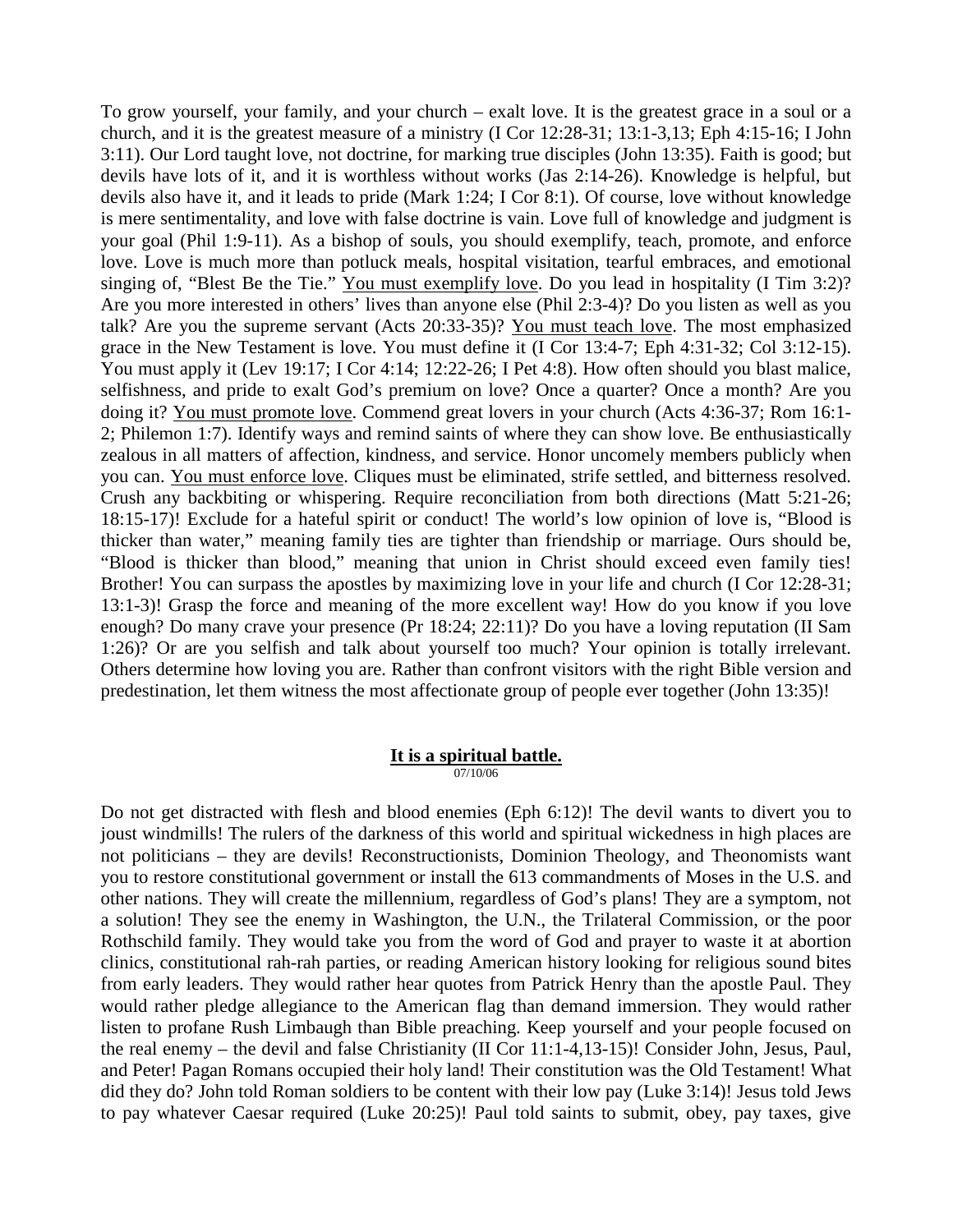To grow yourself, your family, and your church – exalt love. It is the greatest grace in a soul or a church, and it is the greatest measure of a ministry (I Cor 12:28-31; 13:1-3,13; Eph 4:15-16; I John 3:11). Our Lord taught love, not doctrine, for marking true disciples (John 13:35). Faith is good; but devils have lots of it, and it is worthless without works (Jas 2:14-26). Knowledge is helpful, but devils also have it, and it leads to pride (Mark 1:24; I Cor 8:1). Of course, love without knowledge is mere sentimentality, and love with false doctrine is vain. Love full of knowledge and judgment is your goal (Phil 1:9-11). As a bishop of souls, you should exemplify, teach, promote, and enforce love. Love is much more than potluck meals, hospital visitation, tearful embraces, and emotional singing of, "Blest Be the Tie." <u>You must exemplify love</u>. Do you lead in hospitality (I Tim 3:2)? Are you more interested in others' lives than anyone else (Phil 2:3-4)? Do you listen as well as you talk? Are you the supreme servant (Acts 20:33-35)? <u>You must teach love</u>. The most emphasized grace in the New Testament is love. You must define it (I Cor 13:4-7; Eph 4:31-32; Col 3:12-15). You must apply it (Lev 19:17; I Cor 4:14; 12:22-26; I Pet 4:8). How often should you blast malice, selfishness, and pride to exalt God's premium on love? Once a quarter? Once a month? Are you doing it? <u>You must promote love</u>. Commend great lovers in your church (Acts 4:36-37; Rom 16:1-2; Philemon 1:7). Identify ways and remind saints of where they can show love. Be enthusiastically zealous in all matters of affection, kindness, and service. Honor uncomely members publicly when you can. <u>You must enforce love</u>. Cliques must be eliminated, strife settled, and bitterness resolved. Crush any backbiting or whispering. Require reconciliation from both directions (Matt 5:21-26; 18:15-17)! Exclude for a hateful spirit or conduct! The world's low opinion of love is, "Blood is thicker than water," meaning family ties are tighter than friendship or marriage. Ours should be, "Blood is thicker than blood," meaning that union in Christ should exceed even family ties! Brother! You can surpass the apostles by maximizing love in your life and church (I Cor 12:28-31; 13:1-3)! Grasp the force and meaning of the more excellent way! How do you know if you love enough? Do many crave your presence (Pr 18:24; 22:11)? Do you have a loving reputation (II Sam 1:26)? Or are you selfish and talk about yourself too much? Your opinion is totally irrelevant. Others determine how loving you are. Rather than confront visitors with the right Bible version and predestination, let them witness the most affectionate group of people ever together (John 13:35)!

## <u>It is a spiritual battle.</u>

07/10/06

Do not get distracted with flesh and blood enemies (Eph 6:12)! The devil wants to divert you to joust windmills! The rulers of the darkness of this world and spiritual wickedness in high places are not politicians – they are devils! Reconstructionists, Dominion Theology, and Theonomists want you to restore constitutional government or install the 613 commandments of Moses in the U.S. and other nations. They will create the millennium, regardless of God's plans! They are a symptom, not a solution! They see the enemy in Washington, the U.N., the Trilateral Commission, or the poor Rothschild family. They would take you from the word of God and prayer to waste it at abortion clinics, constitutional rah-rah parties, or reading American history looking for religious sound bites from early leaders. They would rather hear quotes from Patrick Henry than the apostle Paul. They would rather pledge allegiance to the American flag than demand immersion. They would rather listen to profane Rush Limbaugh than Bible preaching. Keep yourself and your people focused on the real enemy – the devil and false Christianity (II Cor 11:1-4,13-15)! Consider John, Jesus, Paul, and Peter! Pagan Romans occupied their holy land! Their constitution was the Old Testament! What did they do? John told Roman soldiers to be content with their low pay (Luke 3:14)! Jesus told Jews to pay whatever Caesar required (Luke 20:25)! Paul told saints to submit, obey, pay taxes, give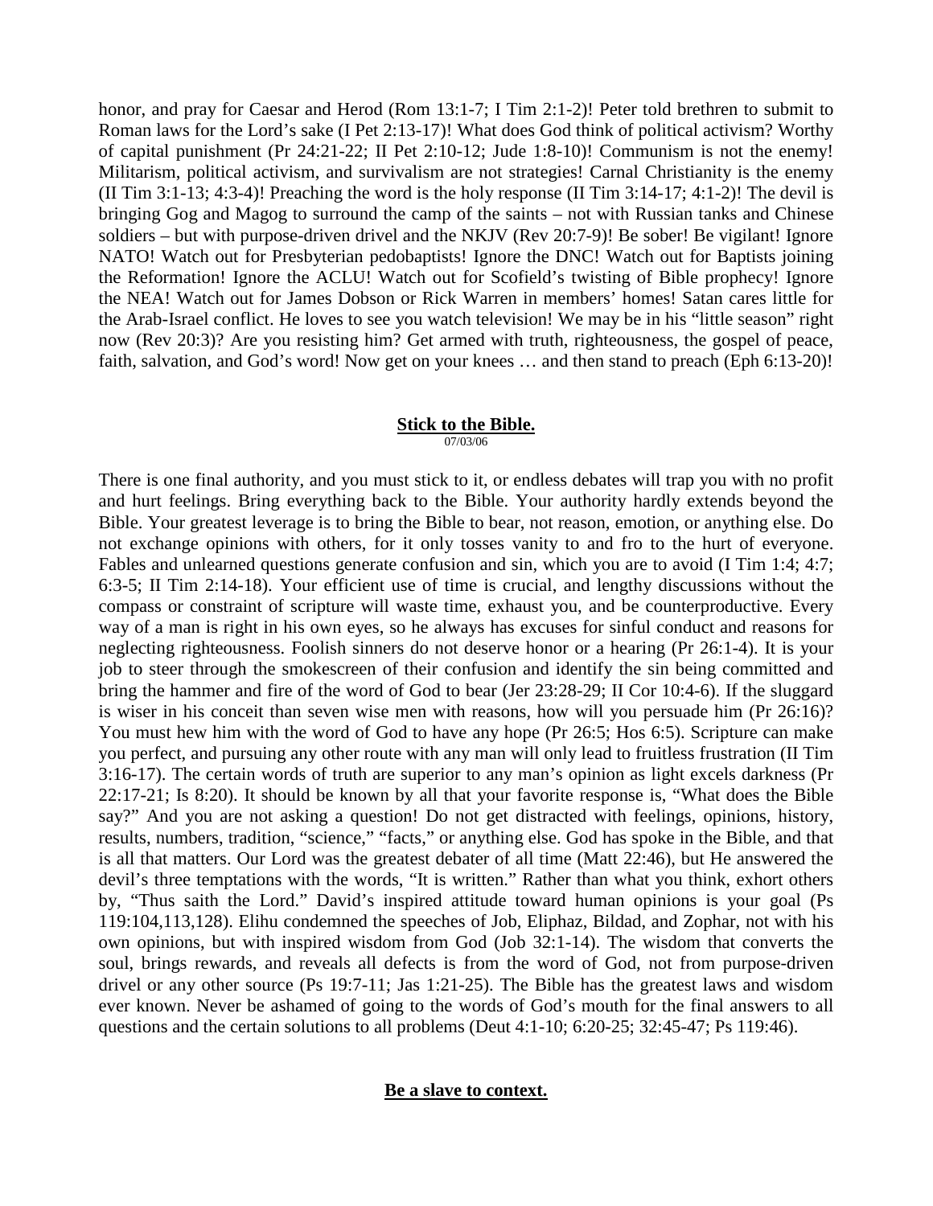honor, and pray for Caesar and Herod (Rom 13:1-7; I Tim 2:1-2)! Peter told brethren to submit to Roman laws for the Lord's sake (I Pet 2:13-17)! What does God think of political activism? Worthy of capital punishment (Pr 24:21-22; II Pet 2:10-12; Jude 1:8-10)! Communism is not the enemy! Militarism, political activism, and survivalism are not strategies! Carnal Christianity is the enemy (II Tim 3:1-13; 4:3-4)! Preaching the word is the holy response (II Tim 3:14-17; 4:1-2)! The devil is bringing Gog and Magog to surround the camp of the saints – not with Russian tanks and Chinese soldiers – but with purpose-driven drivel and the NKJV (Rev 20:7-9)! Be sober! Be vigilant! Ignore NATO! Watch out for Presbyterian pedobaptists! Ignore the DNC! Watch out for Baptists joining the Reformation! Ignore the ACLU! Watch out for Scofield's twisting of Bible prophecy! Ignore the NEA! Watch out for James Dobson or Rick Warren in members' homes! Satan cares little for the Arab-Israel conflict. He loves to see you watch television! We may be in his "little season" right now (Rev 20:3)? Are you resisting him? Get armed with truth, righteousness, the gospel of peace, faith, salvation, and God's word! Now get on your knees … and then stand to preach (Eph 6:13-20)!

## Stick to the Bible.

07/03/06

There is one final authority, and you must stick to it, or endless debates will trap you with no profit and hurt feelings. Bring everything back to the Bible. Your authority hardly extends beyond the Bible. Your greatest leverage is to bring the Bible to bear, not reason, emotion, or anything else. Do not exchange opinions with others, for it only tosses vanity to and fro to the hurt of everyone. Fables and unlearned questions generate confusion and sin, which you are to avoid (I Tim 1:4; 4:7; 6:3-5; II Tim 2:14-18). Your efficient use of time is crucial, and lengthy discussions without the compass or constraint of scripture will waste time, exhaust you, and be counterproductive. Every way of a man is right in his own eyes, so he always has excuses for sinful conduct and reasons for neglecting righteousness. Foolish sinners do not deserve honor or a hearing (Pr 26:1-4). It is your job to steer through the smokescreen of their confusion and identify the sin being committed and bring the hammer and fire of the word of God to bear (Jer 23:28-29; II Cor 10:4-6). If the sluggard is wiser in his conceit than seven wise men with reasons, how will you persuade him (Pr 26:16)? You must hew him with the word of God to have any hope (Pr 26:5; Hos 6:5). Scripture can make you perfect, and pursuing any other route with any man will only lead to fruitless frustration (II Tim 3:16-17). The certain words of truth are superior to any man's opinion as light excels darkness (Pr 22:17-21; Is 8:20). It should be known by all that your favorite response is, "What does the Bible say?" And you are not asking a question! Do not get distracted with feelings, opinions, history, results, numbers, tradition, "science," "facts," or anything else. God has spoke in the Bible, and that is all that matters. Our Lord was the greatest debater of all time (Matt 22:46), but He answered the devil's three temptations with the words, "It is written." Rather than what you think, exhort others by, "Thus saith the Lord." David's inspired attitude toward human opinions is your goal (Ps 119:104,113,128). Elihu condemned the speeches of Job, Eliphaz, Bildad, and Zophar, not with his own opinions, but with inspired wisdom from God (Job 32:1-14). The wisdom that converts the soul, brings rewards, and reveals all defects is from the word of God, not from purpose-driven drivel or any other source (Ps 19:7-11; Jas 1:21-25). The Bible has the greatest laws and wisdom ever known. Never be ashamed of going to the words of God's mouth for the final answers to all questions and the certain solutions to all problems (Deut 4:1-10; 6:20-25; 32:45-47; Ps 119:46).

## Be a slave to context.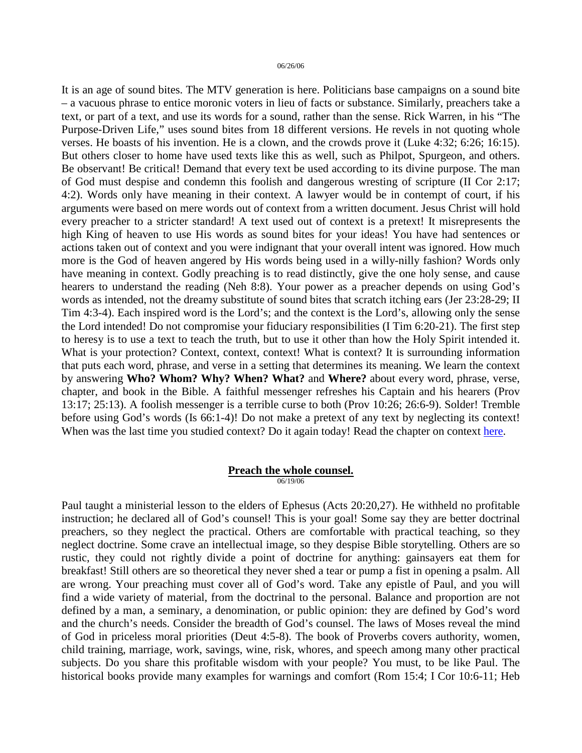06/26/06

It is an age of sound bites. The MTV generation is here. Politicians base campaigns on a sound bite – a vacuous phrase to entice moronic voters in lieu of facts or substance. Similarly, preachers take a text, or part of a text, and use its words for a sound, rather than the sense. Rick Warren, in his "The Purpose-Driven Life," uses sound bites from 18 different versions. He revels in not quoting whole verses. He boasts of his invention. He is a clown, and the crowds prove it (Luke 4:32; 6:26; 16:15). But others closer to home have used texts like this as well, such as Philpot, Spurgeon, and others. Be observant! Be critical! Demand that every text be used according to its divine purpose. The man of God must despise and condemn this foolish and dangerous wresting of scripture (II Cor 2:17; 4:2). Words only have meaning in their context. A lawyer would be in contempt of court, if his arguments were based on mere words out of context from a written document. Jesus Christ will hold every preacher to a stricter standard! A text used out of context is a pretext! It misrepresents the high King of heaven to use His words as sound bites for your ideas! You have had sentences or actions taken out of context and you were indignant that your overall intent was ignored. How much more is the God of heaven angered by His words being used in a willy-nilly fashion? Words only have meaning in context. Godly preaching is to read distinctly, give the one holy sense, and cause hearers to understand the reading (Neh 8:8). Your power as a preacher depends on using God's words as intended, not the dreamy substitute of sound bites that scratch itching ears (Jer 23:28-29; II Tim 4:3-4). Each inspired word is the Lord's; and the context is the Lord's, allowing only the sense the Lord intended! Do not compromise your fiduciary responsibilities (I Tim 6:20-21). The first step to heresy is to use a text to teach the truth, but to use it other than how the Holy Spirit intended it. What is your protection? Context, context, context! What is context? It is surrounding information that puts each word, phrase, and verse in a setting that determines its meaning. We learn the context by answering **Who? Whom? Why? When? What?** and **Where?** about every word, phrase, verse, chapter, and book in the Bible. A faithful messenger refreshes his Captain and his hearers (Prov 13:17; 25:13). A foolish messenger is a terrible curse to both (Prov 10:26; 26:6-9). Solder! Tremble before using God's words (Is 66:1-4)! Do not make a pretext of any text by neglecting its context! When was the last time you studied context? Do it again today! Read the chapter on context here.

## Preach the whole counsel.

06/19/06

Paul taught a ministerial lesson to the elders of Ephesus (Acts 20:20,27). He withheld no profitable instruction; he declared all of God's counsel! This is your goal! Some say they are better doctrinal preachers, so they neglect the practical. Others are comfortable with practical teaching, so they neglect doctrine. Some crave an intellectual image, so they despise Bible storytelling. Others are so rustic, they could not rightly divide a point of doctrine for anything: gainsayers eat them for breakfast! Still others are so theoretical they never shed a tear or pump a fist in opening a psalm. All are wrong. Your preaching must cover all of God's word. Take any epistle of Paul, and you will find a wide variety of material, from the doctrinal to the personal. Balance and proportion are not defined by a man, a seminary, a denomination, or public opinion: they are defined by God's word and the church's needs. Consider the breadth of God's counsel. The laws of Moses reveal the mind of God in priceless moral priorities (Deut 4:5-8). The book of Proverbs covers authority, women, child training, marriage, work, savings, wine, risk, whores, and speech among many other practical subjects. Do you share this profitable wisdom with your people? You must, to be like Paul. The historical books provide many examples for warnings and comfort (Rom 15:4; I Cor 10:6-11; Heb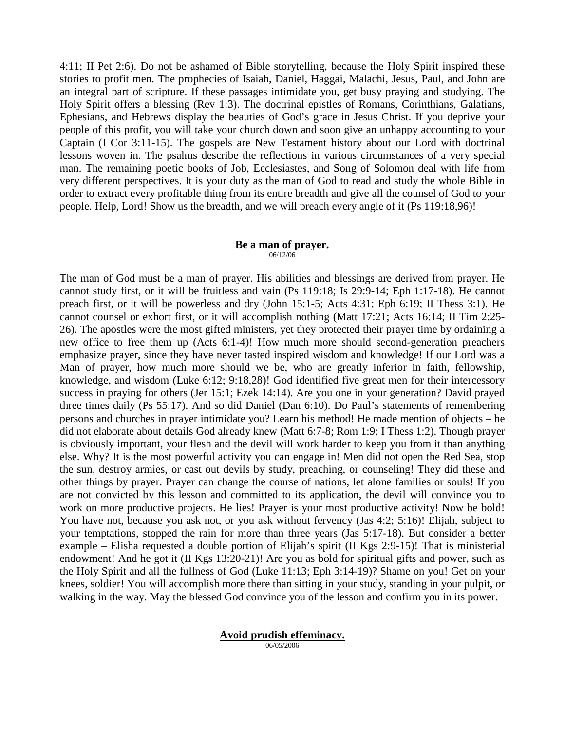4:11; II Pet 2:6). Do not be ashamed of Bible storytelling, because the Holy Spirit inspired these stories to profit men. The prophecies of Isaiah, Daniel, Haggai, Malachi, Jesus, Paul, and John are an integral part of scripture. If these passages intimidate you, get busy praying and studying. The Holy Spirit offers a blessing (Rev 1:3). The doctrinal epistles of Romans, Corinthians, Galatians, Ephesians, and Hebrews display the beauties of God's grace in Jesus Christ. If you deprive your people of this profit, you will take your church down and soon give an unhappy accounting to your Captain (I Cor 3:11-15). The gospels are New Testament history about our Lord with doctrinal lessons woven in. The psalms describe the reflections in various circumstances of a very special man. The remaining poetic books of Job, Ecclesiastes, and Song of Solomon deal with life from very different perspectives. It is your duty as the man of God to read and study the whole Bible in order to extract every profitable thing from its entire breadth and give all the counsel of God to your people. Help, Lord! Show us the breadth, and we will preach every angle of it (Ps 119:18,96)!

## Be a man of prayer.

06/12/06

The man of God must be a man of prayer. His abilities and blessings are derived from prayer. He cannot study first, or it will be fruitless and vain (Ps 119:18; Is 29:9-14; Eph 1:17-18). He cannot preach first, or it will be powerless and dry (John 15:1-5; Acts 4:31; Eph 6:19; II Thess 3:1). He cannot counsel or exhort first, or it will accomplish nothing (Matt 17:21; Acts 16:14; II Tim 2:25-26). The apostles were the most gifted ministers, yet they protected their prayer time by ordaining a new office to free them up (Acts 6:1-4)! How much more should second-generation preachers emphasize prayer, since they have never tasted inspired wisdom and knowledge! If our Lord was a Man of prayer, how much more should we be, who are greatly inferior in faith, fellowship, knowledge, and wisdom (Luke 6:12; 9:18,28)! God identified five great men for their intercessory success in praying for others (Jer 15:1; Ezek 14:14). Are you one in your generation? David prayed three times daily (Ps 55:17). And so did Daniel (Dan 6:10). Do Paul's statements of remembering persons and churches in prayer intimidate you? Learn his method! He made mention of objects – he did not elaborate about details God already knew (Matt 6:7-8; Rom 1:9; I Thess 1:2). Though prayer is obviously important, your flesh and the devil will work harder to keep you from it than anything else. Why? It is the most powerful activity you can engage in! Men did not open the Red Sea, stop the sun, destroy armies, or cast out devils by study, preaching, or counseling! They did these and other things by prayer. Prayer can change the course of nations, let alone families or souls! If you are not convicted by this lesson and committed to its application, the devil will convince you to work on more productive projects. He lies! Prayer is your most productive activity! Now be bold! You have not, because you ask not, or you ask without fervency (Jas 4:2; 5:16)! Elijah, subject to your temptations, stopped the rain for more than three years (Jas 5:17-18). But consider a better example – Elisha requested a double portion of Elijah's spirit (II Kgs 2:9-15)! That is ministerial endowment! And he got it (II Kgs 13:20-21)! Are you as bold for spiritual gifts and power, such as the Holy Spirit and all the fullness of God (Luke 11:13; Eph 3:14-19)? Shame on you! Get on your knees, soldier! You will accomplish more there than sitting in your study, standing in your pulpit, or walking in the way. May the blessed God convince you of the lesson and confirm you in its power.

## Avoid prudish effeminacy.

06/05/2006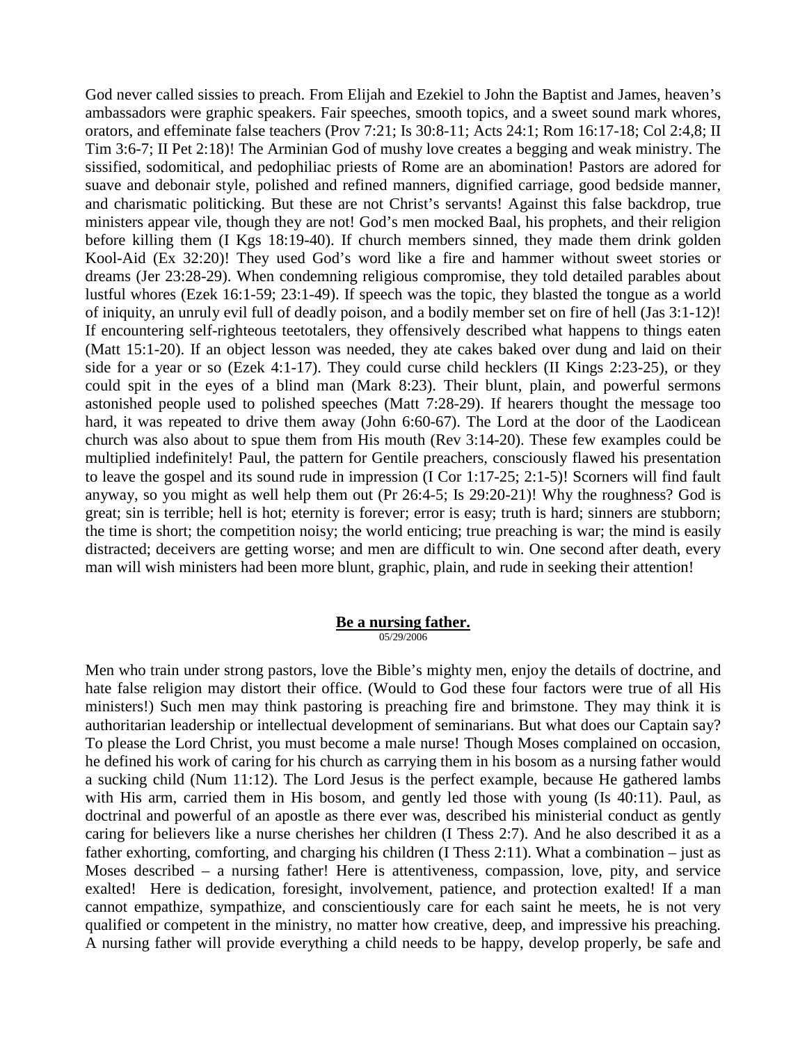God never called sissies to preach. From Elijah and Ezekiel to John the Baptist and James, heaven's ambassadors were graphic speakers. Fair speeches, smooth topics, and a sweet sound mark whores, orators, and effeminate false teachers (Prov 7:21; Is 30:8-11; Acts 24:1; Rom 16:17-18; Col 2:4,8; II Tim 3:6-7; II Pet 2:18)! The Arminian God of mushy love creates a begging and weak ministry. The sissified, sodomitical, and pedophiliac priests of Rome are an abomination! Pastors are adored for suave and debonair style, polished and refined manners, dignified carriage, good bedside manner, and charismatic politicking. But these are not Christ's servants! Against this false backdrop, true ministers appear vile, though they are not! God's men mocked Baal, his prophets, and their religion before killing them (I Kgs 18:19-40). If church members sinned, they made them drink golden Kool-Aid (Ex 32:20)! They used God's word like a fire and hammer without sweet stories or dreams (Jer 23:28-29). When condemning religious compromise, they told detailed parables about lustful whores (Ezek 16:1-59; 23:1-49). If speech was the topic, they blasted the tongue as a world of iniquity, an unruly evil full of deadly poison, and a bodily member set on fire of hell (Jas 3:1-12)! If encountering self-righteous teetotalers, they offensively described what happens to things eaten (Matt 15:1-20). If an object lesson was needed, they ate cakes baked over dung and laid on their side for a year or so (Ezek 4:1-17). They could curse child hecklers (II Kings 2:23-25), or they could spit in the eyes of a blind man (Mark 8:23). Their blunt, plain, and powerful sermons astonished people used to polished speeches (Matt 7:28-29). If hearers thought the message too hard, it was repeated to drive them away (John 6:60-67). The Lord at the door of the Laodicean church was also about to spue them from His mouth (Rev 3:14-20). These few examples could be multiplied indefinitely! Paul, the pattern for Gentile preachers, consciously flawed his presentation to leave the gospel and its sound rude in impression (I Cor 1:17-25; 2:1-5)! Scorners will find fault anyway, so you might as well help them out (Pr 26:4-5; Is 29:20-21)! Why the roughness? God is great; sin is terrible; hell is hot; eternity is forever; error is easy; truth is hard; sinners are stubborn; the time is short; the competition noisy; the world enticing; true preaching is war; the mind is easily distracted; deceivers are getting worse; and men are difficult to win. One second after death, every man will wish ministers had been more blunt, graphic, plain, and rude in seeking their attention!

## Be a nursing father.

05/29/2006

Men who train under strong pastors, love the Bible's mighty men, enjoy the details of doctrine, and hate false religion may distort their office. (Would to God these four factors were true of all His ministers!) Such men may think pastoring is preaching fire and brimstone. They may think it is authoritarian leadership or intellectual development of seminarians. But what does our Captain say? To please the Lord Christ, you must become a male nurse! Though Moses complained on occasion, he defined his work of caring for his church as carrying them in his bosom as a nursing father would a sucking child (Num 11:12). The Lord Jesus is the perfect example, because He gathered lambs with His arm, carried them in His bosom, and gently led those with young (Is 40:11). Paul, as doctrinal and powerful of an apostle as there ever was, described his ministerial conduct as gently caring for believers like a nurse cherishes her children (I Thess 2:7). And he also described it as a father exhorting, comforting, and charging his children (I Thess 2:11). What a combination – just as Moses described – a nursing father! Here is attentiveness, compassion, love, pity, and service exalted! Here is dedication, foresight, involvement, patience, and protection exalted! If a man cannot empathize, sympathize, and conscientiously care for each saint he meets, he is not very qualified or competent in the ministry, no matter how creative, deep, and impressive his preaching. A nursing father will provide everything a child needs to be happy, develop properly, be safe and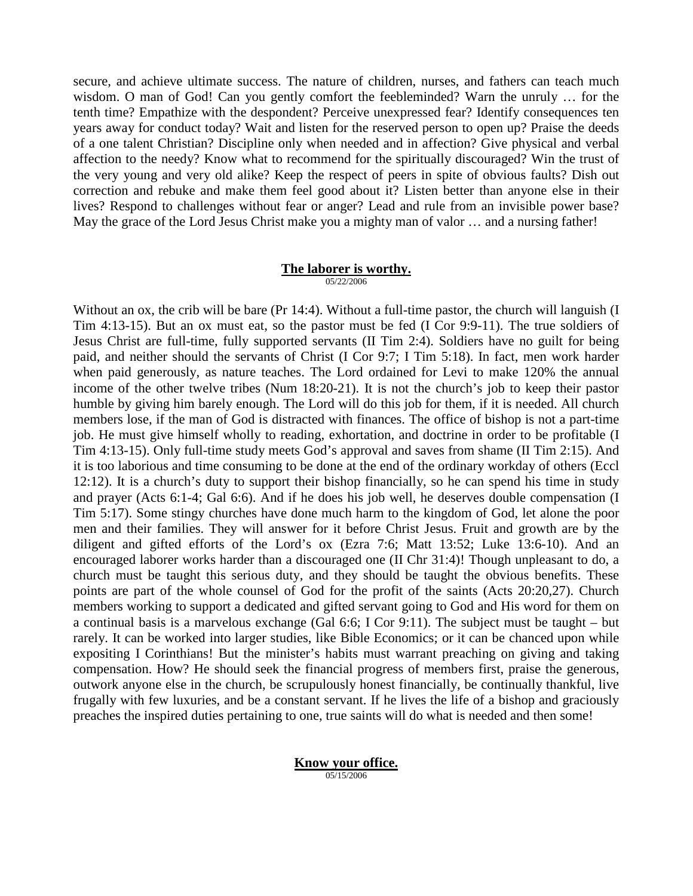secure, and achieve ultimate success. The nature of children, nurses, and fathers can teach much wisdom. O man of God! Can you gently comfort the feebleminded? Warn the unruly … for the tenth time? Empathize with the despondent? Perceive unexpressed fear? Identify consequences ten years away for conduct today? Wait and listen for the reserved person to open up? Praise the deeds of a one talent Christian? Discipline only when needed and in affection? Give physical and verbal affection to the needy? Know what to recommend for the spiritually discouraged? Win the trust of the very young and very old alike? Keep the respect of peers in spite of obvious faults? Dish out correction and rebuke and make them feel good about it? Listen better than anyone else in their lives? Respond to challenges without fear or anger? Lead and rule from an invisible power base? May the grace of the Lord Jesus Christ make you a mighty man of valor … and a nursing father!

## The laborer is worthy.

05/22/2006

Without an ox, the crib will be bare (Pr 14:4). Without a full-time pastor, the church will languish (I Tim 4:13-15). But an ox must eat, so the pastor must be fed (I Cor 9:9-11). The true soldiers of Jesus Christ are full-time, fully supported servants (II Tim 2:4). Soldiers have no guilt for being paid, and neither should the servants of Christ (I Cor 9:7; I Tim 5:18). In fact, men work harder when paid generously, as nature teaches. The Lord ordained for Levi to make 120% the annual income of the other twelve tribes (Num 18:20-21). It is not the church's job to keep their pastor humble by giving him barely enough. The Lord will do this job for them, if it is needed. All church members lose, if the man of God is distracted with finances. The office of bishop is not a part-time job. He must give himself wholly to reading, exhortation, and doctrine in order to be profitable (I Tim 4:13-15). Only full-time study meets God's approval and saves from shame (II Tim 2:15). And it is too laborious and time consuming to be done at the end of the ordinary workday of others (Eccl 12:12). It is a church's duty to support their bishop financially, so he can spend his time in study and prayer (Acts 6:1-4; Gal 6:6). And if he does his job well, he deserves double compensation (I Tim 5:17). Some stingy churches have done much harm to the kingdom of God, let alone the poor men and their families. They will answer for it before Christ Jesus. Fruit and growth are by the diligent and gifted efforts of the Lord's ox (Ezra 7:6; Matt 13:52; Luke 13:6-10). And an encouraged laborer works harder than a discouraged one (II Chr 31:4)! Though unpleasant to do, a church must be taught this serious duty, and they should be taught the obvious benefits. These points are part of the whole counsel of God for the profit of the saints (Acts 20:20,27). Church members working to support a dedicated and gifted servant going to God and His word for them on a continual basis is a marvelous exchange (Gal 6:6; I Cor 9:11). The subject must be taught – but rarely. It can be worked into larger studies, like Bible Economics; or it can be chanced upon while expositing I Corinthians! But the minister's habits must warrant preaching on giving and taking compensation. How? He should seek the financial progress of members first, praise the generous, outwork anyone else in the church, be scrupulously honest financially, be continually thankful, live frugally with few luxuries, and be a constant servant. If he lives the life of a bishop and graciously preaches the inspired duties pertaining to one, true saints will do what is needed and then some!

## Know your office.

05/15/2006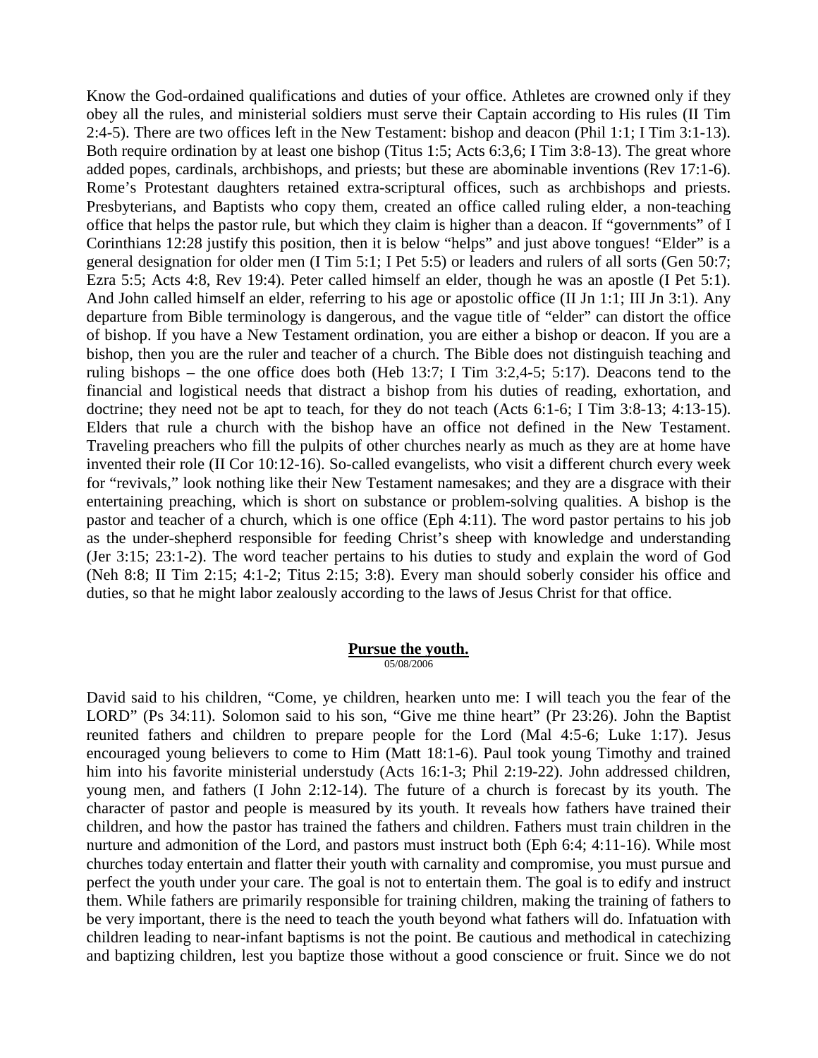Know the God-ordained qualifications and duties of your office. Athletes are crowned only if they obey all the rules, and ministerial soldiers must serve their Captain according to His rules (II Tim 2:4-5). There are two offices left in the New Testament: bishop and deacon (Phil 1:1; I Tim 3:1-13). Both require ordination by at least one bishop (Titus 1:5; Acts 6:3,6; I Tim 3:8-13). The great whore added popes, cardinals, archbishops, and priests; but these are abominable inventions (Rev 17:1-6). Rome's Protestant daughters retained extra-scriptural offices, such as archbishops and priests. Presbyterians, and Baptists who copy them, created an office called ruling elder, a non-teaching office that helps the pastor rule, but which they claim is higher than a deacon. If "governments" of I Corinthians 12:28 justify this position, then it is below "helps" and just above tongues! "Elder" is a general designation for older men (I Tim 5:1; I Pet 5:5) or leaders and rulers of all sorts (Gen 50:7; Ezra 5:5; Acts 4:8, Rev 19:4). Peter called himself an elder, though he was an apostle (I Pet 5:1). And John called himself an elder, referring to his age or apostolic office (II Jn 1:1; III Jn 3:1). Any departure from Bible terminology is dangerous, and the vague title of "elder" can distort the office of bishop. If you have a New Testament ordination, you are either a bishop or deacon. If you are a bishop, then you are the ruler and teacher of a church. The Bible does not distinguish teaching and ruling bishops – the one office does both (Heb 13:7; I Tim 3:2,4-5; 5:17). Deacons tend to the financial and logistical needs that distract a bishop from his duties of reading, exhortation, and doctrine; they need not be apt to teach, for they do not teach (Acts 6:1-6; I Tim 3:8-13; 4:13-15). Elders that rule a church with the bishop have an office not defined in the New Testament. Traveling preachers who fill the pulpits of other churches nearly as much as they are at home have invented their role (II Cor 10:12-16). So-called evangelists, who visit a different church every week for "revivals," look nothing like their New Testament namesakes; and they are a disgrace with their entertaining preaching, which is short on substance or problem-solving qualities. A bishop is the pastor and teacher of a church, which is one office (Eph 4:11). The word pastor pertains to his job as the under-shepherd responsible for feeding Christ's sheep with knowledge and understanding (Jer 3:15; 23:1-2). The word teacher pertains to his duties to study and explain the word of God (Neh 8:8; II Tim 2:15; 4:1-2; Titus 2:15; 3:8). Every man should soberly consider his office and duties, so that he might labor zealously according to the laws of Jesus Christ for that office.

## Pursue the youth.

05/08/2006

David said to his children, "Come, ye children, hearken unto me: I will teach you the fear of the LORD" (Ps 34:11). Solomon said to his son, "Give me thine heart" (Pr 23:26). John the Baptist reunited fathers and children to prepare people for the Lord (Mal 4:5-6; Luke 1:17). Jesus encouraged young believers to come to Him (Matt 18:1-6). Paul took young Timothy and trained him into his favorite ministerial understudy (Acts 16:1-3; Phil 2:19-22). John addressed children, young men, and fathers (I John 2:12-14). The future of a church is forecast by its youth. The character of pastor and people is measured by its youth. It reveals how fathers have trained their children, and how the pastor has trained the fathers and children. Fathers must train children in the nurture and admonition of the Lord, and pastors must instruct both (Eph 6:4; 4:11-16). While most churches today entertain and flatter their youth with carnality and compromise, you must pursue and perfect the youth under your care. The goal is not to entertain them. The goal is to edify and instruct them. While fathers are primarily responsible for training children, making the training of fathers to be very important, there is the need to teach the youth beyond what fathers will do. Infatuation with children leading to near-infant baptisms is not the point. Be cautious and methodical in catechizing and baptizing children, lest you baptize those without a good conscience or fruit. Since we do not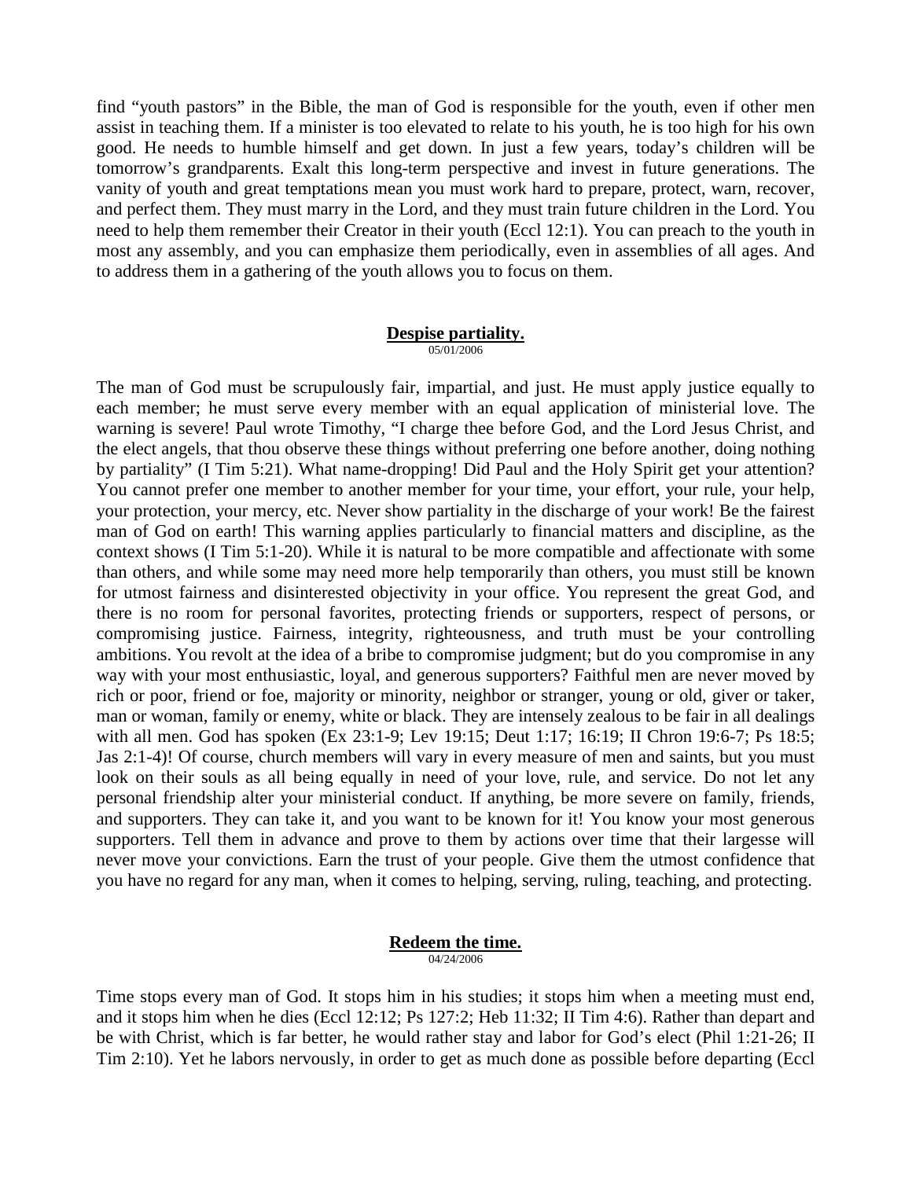find "youth pastors" in the Bible, the man of God is responsible for the youth, even if other men assist in teaching them. If a minister is too elevated to relate to his youth, he is too high for his own good. He needs to humble himself and get down. In just a few years, today's children will be tomorrow's grandparents. Exalt this long-term perspective and invest in future generations. The vanity of youth and great temptations mean you must work hard to prepare, protect, warn, recover, and perfect them. They must marry in the Lord, and they must train future children in the Lord. You need to help them remember their Creator in their youth (Eccl 12:1). You can preach to the youth in most any assembly, and you can emphasize them periodically, even in assemblies of all ages. And to address them in a gathering of the youth allows you to focus on them.

## Despise partiality.

05/01/2006

The man of God must be scrupulously fair, impartial, and just. He must apply justice equally to each member; he must serve every member with an equal application of ministerial love. The warning is severe! Paul wrote Timothy, "I charge thee before God, and the Lord Jesus Christ, and the elect angels, that thou observe these things without preferring one before another, doing nothing by partiality" (I Tim 5:21). What name-dropping! Did Paul and the Holy Spirit get your attention? You cannot prefer one member to another member for your time, your effort, your rule, your help, your protection, your mercy, etc. Never show partiality in the discharge of your work! Be the fairest man of God on earth! This warning applies particularly to financial matters and discipline, as the context shows (I Tim 5:1-20). While it is natural to be more compatible and affectionate with some than others, and while some may need more help temporarily than others, you must still be known for utmost fairness and disinterested objectivity in your office. You represent the great God, and there is no room for personal favorites, protecting friends or supporters, respect of persons, or compromising justice. Fairness, integrity, righteousness, and truth must be your controlling ambitions. You revolt at the idea of a bribe to compromise judgment; but do you compromise in any way with your most enthusiastic, loyal, and generous supporters? Faithful men are never moved by rich or poor, friend or foe, majority or minority, neighbor or stranger, young or old, giver or taker, man or woman, family or enemy, white or black. They are intensely zealous to be fair in all dealings with all men. God has spoken (Ex 23:1-9; Lev 19:15; Deut 1:17; 16:19; II Chron 19:6-7; Ps 18:5; Jas 2:1-4)! Of course, church members will vary in every measure of men and saints, but you must look on their souls as all being equally in need of your love, rule, and service. Do not let any personal friendship alter your ministerial conduct. If anything, be more severe on family, friends, and supporters. They can take it, and you want to be known for it! You know your most generous supporters. Tell them in advance and prove to them by actions over time that their largesse will never move your convictions. Earn the trust of your people. Give them the utmost confidence that you have no regard for any man, when it comes to helping, serving, ruling, teaching, and protecting.

## Redeem the time.

04/24/2006

Time stops every man of God. It stops him in his studies; it stops him when a meeting must end, and it stops him when he dies (Eccl 12:12; Ps 127:2; Heb 11:32; II Tim 4:6). Rather than depart and be with Christ, which is far better, he would rather stay and labor for God's elect (Phil 1:21-26; II Tim 2:10). Yet he labors nervously, in order to get as much done as possible before departing (Eccl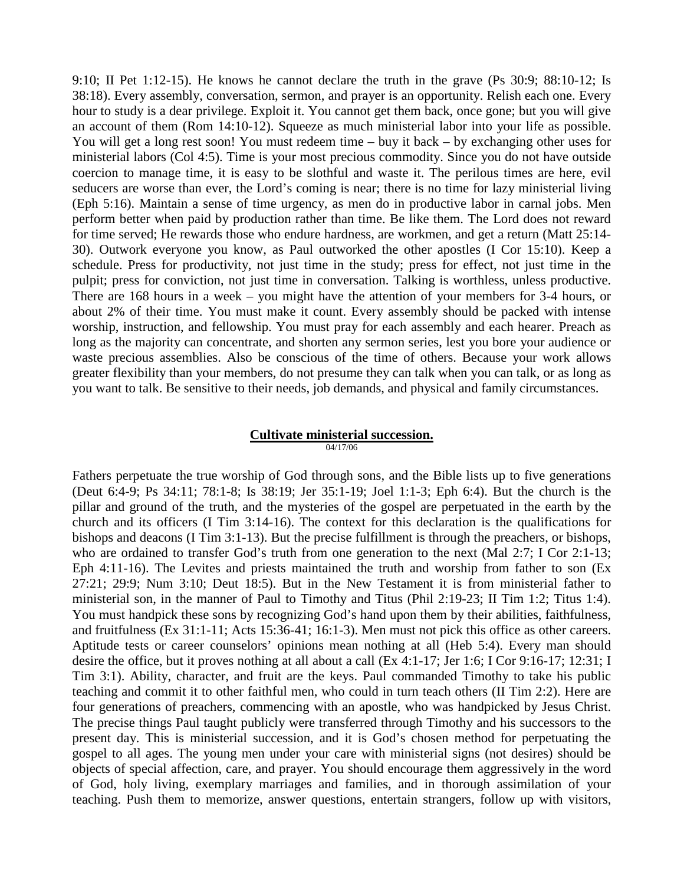9:10; II Pet 1:12-15). He knows he cannot declare the truth in the grave (Ps 30:9; 88:10-12; Is 38:18). Every assembly, conversation, sermon, and prayer is an opportunity. Relish each one. Every hour to study is a dear privilege. Exploit it. You cannot get them back, once gone; but you will give an account of them (Rom 14:10-12). Squeeze as much ministerial labor into your life as possible. You will get a long rest soon! You must redeem time – buy it back – by exchanging other uses for ministerial labors (Col 4:5). Time is your most precious commodity. Since you do not have outside coercion to manage time, it is easy to be slothful and waste it. The perilous times are here, evil seducers are worse than ever, the Lord's coming is near; there is no time for lazy ministerial living (Eph 5:16). Maintain a sense of time urgency, as men do in productive labor in carnal jobs. Men perform better when paid by production rather than time. Be like them. The Lord does not reward for time served; He rewards those who endure hardness, are workmen, and get a return (Matt 25:14-30). Outwork everyone you know, as Paul outworked the other apostles (I Cor 15:10). Keep a schedule. Press for productivity, not just time in the study; press for effect, not just time in the pulpit; press for conviction, not just time in conversation. Talking is worthless, unless productive. There are 168 hours in a week – you might have the attention of your members for 3-4 hours, or about 2% of their time. You must make it count. Every assembly should be packed with intense worship, instruction, and fellowship. You must pray for each assembly and each hearer. Preach as long as the majority can concentrate, and shorten any sermon series, lest you bore your audience or waste precious assemblies. Also be conscious of the time of others. Because your work allows greater flexibility than your members, do not presume they can talk when you can talk, or as long as you want to talk. Be sensitive to their needs, job demands, and physical and family circumstances.

## Cultivate ministerial succession.

04/17/06

Fathers perpetuate the true worship of God through sons, and the Bible lists up to five generations (Deut 6:4-9; Ps 34:11; 78:1-8; Is 38:19; Jer 35:1-19; Joel 1:1-3; Eph 6:4). But the church is the pillar and ground of the truth, and the mysteries of the gospel are perpetuated in the earth by the church and its officers (I Tim 3:14-16). The context for this declaration is the qualifications for bishops and deacons (I Tim 3:1-13). But the precise fulfillment is through the preachers, or bishops, who are ordained to transfer God's truth from one generation to the next (Mal 2:7; I Cor 2:1-13; Eph 4:11-16). The Levites and priests maintained the truth and worship from father to son (Ex 27:21; 29:9; Num 3:10; Deut 18:5). But in the New Testament it is from ministerial father to ministerial son, in the manner of Paul to Timothy and Titus (Phil 2:19-23; II Tim 1:2; Titus 1:4). You must handpick these sons by recognizing God's hand upon them by their abilities, faithfulness, and fruitfulness (Ex 31:1-11; Acts 15:36-41; 16:1-3). Men must not pick this office as other careers. Aptitude tests or career counselors' opinions mean nothing at all (Heb 5:4). Every man should desire the office, but it proves nothing at all about a call (Ex 4:1-17; Jer 1:6; I Cor 9:16-17; 12:31; I Tim 3:1). Ability, character, and fruit are the keys. Paul commanded Timothy to take his public teaching and commit it to other faithful men, who could in turn teach others (II Tim 2:2). Here are four generations of preachers, commencing with an apostle, who was handpicked by Jesus Christ. The precise things Paul taught publicly were transferred through Timothy and his successors to the present day. This is ministerial succession, and it is God's chosen method for perpetuating the gospel to all ages. The young men under your care with ministerial signs (not desires) should be objects of special affection, care, and prayer. You should encourage them aggressively in the word of God, holy living, exemplary marriages and families, and in thorough assimilation of your teaching. Push them to memorize, answer questions, entertain strangers, follow up with visitors,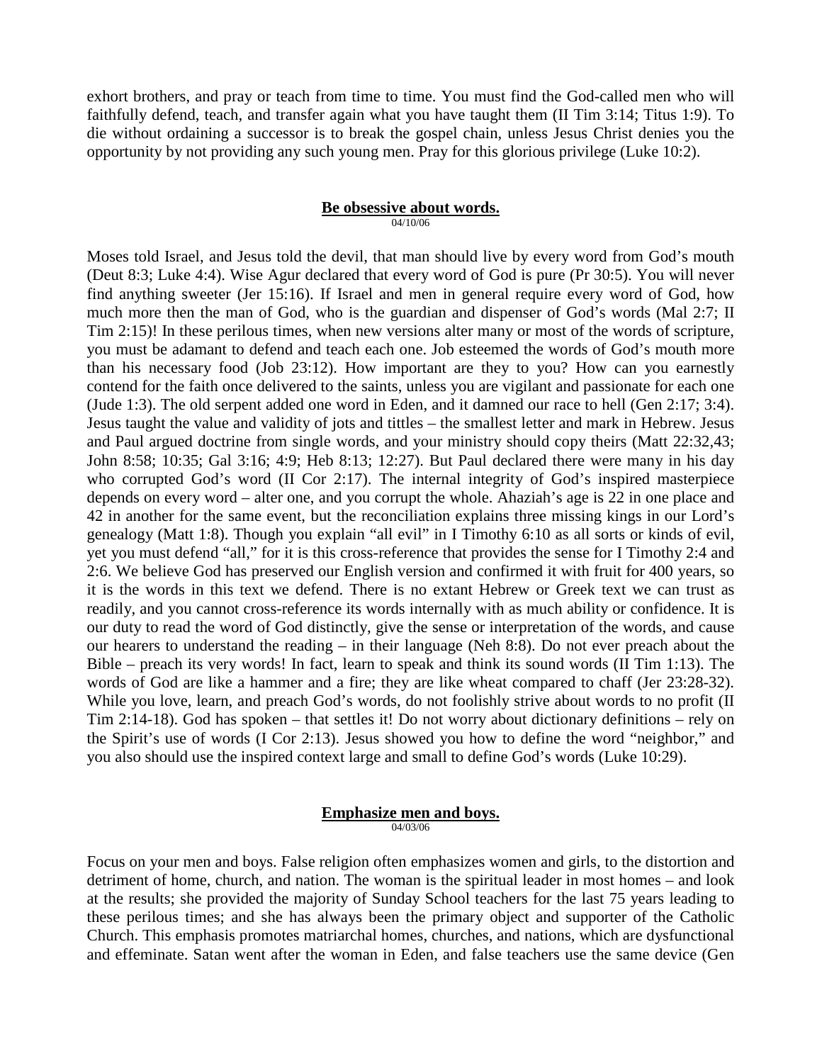exhort brothers, and pray or teach from time to time. You must find the God-called men who will faithfully defend, teach, and transfer again what you have taught them (II Tim 3:14; Titus 1:9). To die without ordaining a successor is to break the gospel chain, unless Jesus Christ denies you the opportunity by not providing any such young men. Pray for this glorious privilege (Luke 10:2).

## Be obsessive about words.

04/10/06

Moses told Israel, and Jesus told the devil, that man should live by every word from God's mouth (Deut 8:3; Luke 4:4). Wise Agur declared that every word of God is pure (Pr 30:5). You will never find anything sweeter (Jer 15:16). If Israel and men in general require every word of God, how much more then the man of God, who is the guardian and dispenser of God's words (Mal 2:7; II Tim 2:15)! In these perilous times, when new versions alter many or most of the words of scripture, you must be adamant to defend and teach each one. Job esteemed the words of God's mouth more than his necessary food (Job 23:12). How important are they to you? How can you earnestly contend for the faith once delivered to the saints, unless you are vigilant and passionate for each one (Jude 1:3). The old serpent added one word in Eden, and it damned our race to hell (Gen 2:17; 3:4). Jesus taught the value and validity of jots and tittles – the smallest letter and mark in Hebrew. Jesus and Paul argued doctrine from single words, and your ministry should copy theirs (Matt 22:32,43; John 8:58; 10:35; Gal 3:16; 4:9; Heb 8:13; 12:27). But Paul declared there were many in his day who corrupted God's word (II Cor 2:17). The internal integrity of God's inspired masterpiece depends on every word – alter one, and you corrupt the whole. Ahaziah's age is 22 in one place and 42 in another for the same event, but the reconciliation explains three missing kings in our Lord's genealogy (Matt 1:8). Though you explain "all evil" in I Timothy 6:10 as all sorts or kinds of evil, yet you must defend "all," for it is this cross-reference that provides the sense for I Timothy 2:4 and 2:6. We believe God has preserved our English version and confirmed it with fruit for 400 years, so it is the words in this text we defend. There is no extant Hebrew or Greek text we can trust as readily, and you cannot cross-reference its words internally with as much ability or confidence. It is our duty to read the word of God distinctly, give the sense or interpretation of the words, and cause our hearers to understand the reading – in their language (Neh 8:8). Do not ever preach about the Bible – preach its very words! In fact, learn to speak and think its sound words (II Tim 1:13). The words of God are like a hammer and a fire; they are like wheat compared to chaff (Jer 23:28-32). While you love, learn, and preach God's words, do not foolishly strive about words to no profit (II Tim 2:14-18). God has spoken – that settles it! Do not worry about dictionary definitions – rely on the Spirit's use of words (I Cor 2:13). Jesus showed you how to define the word "neighbor," and you also should use the inspired context large and small to define God's words (Luke 10:29).

## Emphasize men and boys.

04/03/06

Focus on your men and boys. False religion often emphasizes women and girls, to the distortion and detriment of home, church, and nation. The woman is the spiritual leader in most homes – and look at the results; she provided the majority of Sunday School teachers for the last 75 years leading to these perilous times; and she has always been the primary object and supporter of the Catholic Church. This emphasis promotes matriarchal homes, churches, and nations, which are dysfunctional and effeminate. Satan went after the woman in Eden, and false teachers use the same device (Gen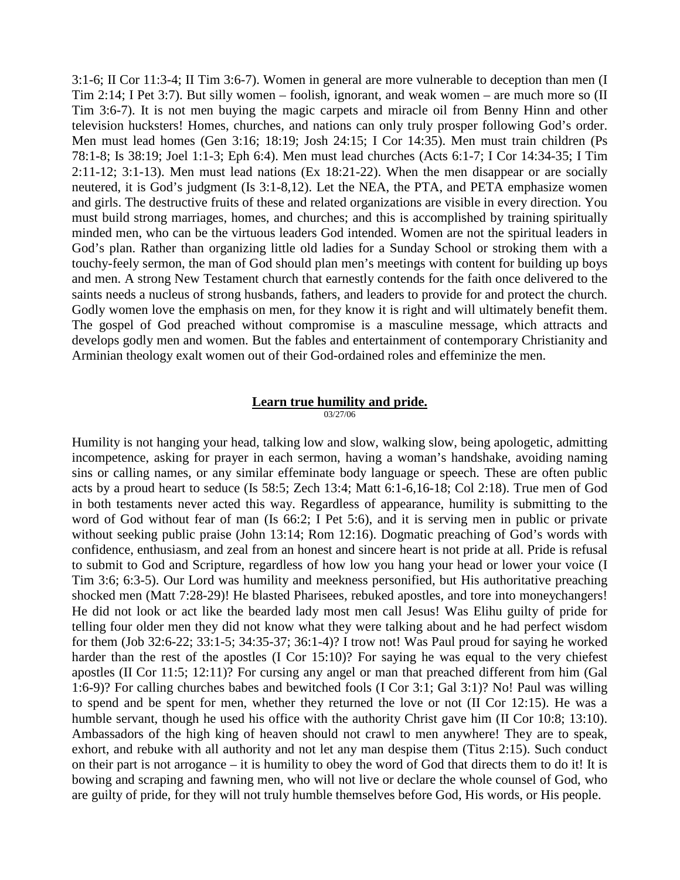3:1-6; II Cor 11:3-4; II Tim 3:6-7). Women in general are more vulnerable to deception than men (I Tim 2:14; I Pet 3:7). But silly women – foolish, ignorant, and weak women – are much more so (II Tim 3:6-7). It is not men buying the magic carpets and miracle oil from Benny Hinn and other television hucksters! Homes, churches, and nations can only truly prosper following God's order. Men must lead homes (Gen 3:16; 18:19; Josh 24:15; I Cor 14:35). Men must train children (Ps 78:1-8; Is 38:19; Joel 1:1-3; Eph 6:4). Men must lead churches (Acts 6:1-7; I Cor 14:34-35; I Tim 2:11-12; 3:1-13). Men must lead nations (Ex 18:21-22). When the men disappear or are socially neutered, it is God's judgment (Is 3:1-8,12). Let the NEA, the PTA, and PETA emphasize women and girls. The destructive fruits of these and related organizations are visible in every direction. You must build strong marriages, homes, and churches; and this is accomplished by training spiritually minded men, who can be the virtuous leaders God intended. Women are not the spiritual leaders in God's plan. Rather than organizing little old ladies for a Sunday School or stroking them with a touchy-feely sermon, the man of God should plan men's meetings with content for building up boys and men. A strong New Testament church that earnestly contends for the faith once delivered to the saints needs a nucleus of strong husbands, fathers, and leaders to provide for and protect the church. Godly women love the emphasis on men, for they know it is right and will ultimately benefit them. The gospel of God preached without compromise is a masculine message, which attracts and develops godly men and women. But the fables and entertainment of contemporary Christianity and Arminian theology exalt women out of their God-ordained roles and effeminize the men.

## Learn true humility and pride.

03/27/06

Humility is not hanging your head, talking low and slow, walking slow, being apologetic, admitting incompetence, asking for prayer in each sermon, having a woman's handshake, avoiding naming sins or calling names, or any similar effeminate body language or speech. These are often public acts by a proud heart to seduce (Is 58:5; Zech 13:4; Matt 6:1-6,16-18; Col 2:18). True men of God in both testaments never acted this way. Regardless of appearance, humility is submitting to the word of God without fear of man (Is 66:2; I Pet 5:6), and it is serving men in public or private without seeking public praise (John 13:14; Rom 12:16). Dogmatic preaching of God's words with confidence, enthusiasm, and zeal from an honest and sincere heart is not pride at all. Pride is refusal to submit to God and Scripture, regardless of how low you hang your head or lower your voice (I Tim 3:6; 6:3-5). Our Lord was humility and meekness personified, but His authoritative preaching shocked men (Matt 7:28-29)! He blasted Pharisees, rebuked apostles, and tore into moneychangers! He did not look or act like the bearded lady most men call Jesus! Was Elihu guilty of pride for telling four older men they did not know what they were talking about and he had perfect wisdom for them (Job 32:6-22; 33:1-5; 34:35-37; 36:1-4)? I trow not! Was Paul proud for saying he worked harder than the rest of the apostles (I Cor 15:10)? For saying he was equal to the very chiefest apostles (II Cor 11:5; 12:11)? For cursing any angel or man that preached different from him (Gal 1:6-9)? For calling churches babes and bewitched fools (I Cor 3:1; Gal 3:1)? No! Paul was willing to spend and be spent for men, whether they returned the love or not (II Cor 12:15). He was a humble servant, though he used his office with the authority Christ gave him (II Cor 10:8; 13:10). Ambassadors of the high king of heaven should not crawl to men anywhere! They are to speak, exhort, and rebuke with all authority and not let any man despise them (Titus 2:15). Such conduct on their part is not arrogance – it is humility to obey the word of God that directs them to do it! It is bowing and scraping and fawning men, who will not live or declare the whole counsel of God, who are guilty of pride, for they will not truly humble themselves before God, His words, or His people.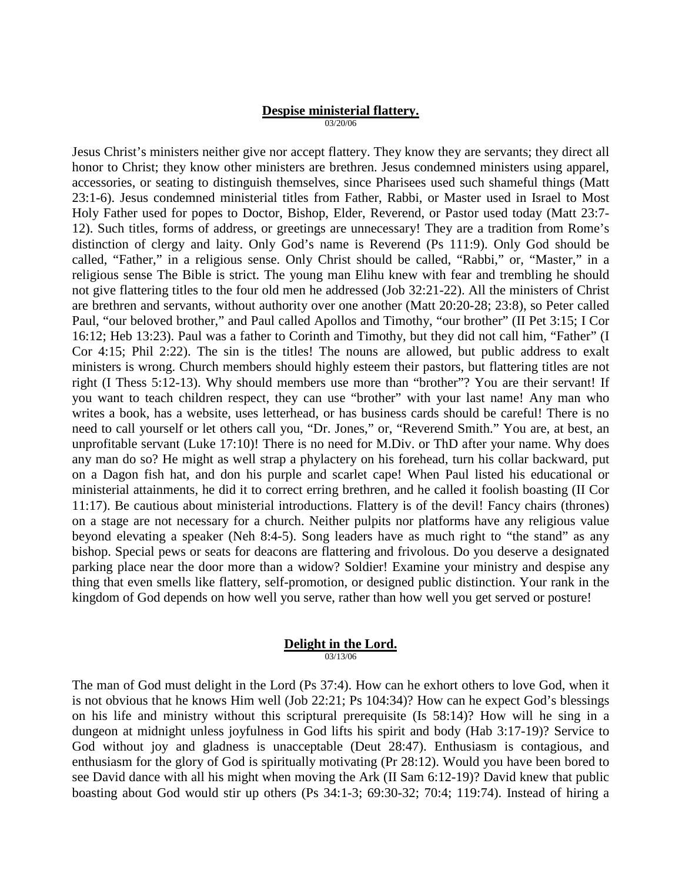## **Despise ministerial flattery.**

03/20/06

Jesus Christ's ministers neither give nor accept flattery. They know they are servants; they direct all honor to Christ; they know other ministers are brethren. Jesus condemned ministers using apparel, accessories, or seating to distinguish themselves, since Pharisees used such shameful things (Matt 23:1-6). Jesus condemned ministerial titles from Father, Rabbi, or Master used in Israel to Most Holy Father used for popes to Doctor, Bishop, Elder, Reverend, or Pastor used today (Matt 23:7-12). Such titles, forms of address, or greetings are unnecessary! They are a tradition from Rome's distinction of clergy and laity. Only God's name is Reverend (Ps 111:9). Only God should be called, "Father," in a religious sense. Only Christ should be called, "Rabbi," or, "Master," in a religious sense The Bible is strict. The young man Elihu knew with fear and trembling he should not give flattering titles to the four old men he addressed (Job 32:21-22). All the ministers of Christ are brethren and servants, without authority over one another (Matt 20:20-28; 23:8), so Peter called Paul, "our beloved brother," and Paul called Apollos and Timothy, "our brother" (II Pet 3:15; I Cor 16:12; Heb 13:23). Paul was a father to Corinth and Timothy, but they did not call him, "Father" (I Cor 4:15; Phil 2:22). The sin is the titles! The nouns are allowed, but public address to exalt ministers is wrong. Church members should highly esteem their pastors, but flattering titles are not right (I Thess 5:12-13). Why should members use more than "brother"? You are their servant! If you want to teach children respect, they can use "brother" with your last name! Any man who writes a book, has a website, uses letterhead, or has business cards should be careful! There is no need to call yourself or let others call you, "Dr. Jones," or, "Reverend Smith." You are, at best, an unprofitable servant (Luke 17:10)! There is no need for M.Div. or ThD after your name. Why does any man do so? He might as well strap a phylactery on his forehead, turn his collar backward, put on a Dagon fish hat, and don his purple and scarlet cape! When Paul listed his educational or ministerial attainments, he did it to correct erring brethren, and he called it foolish boasting (II Cor 11:17). Be cautious about ministerial introductions. Flattery is of the devil! Fancy chairs (thrones) on a stage are not necessary for a church. Neither pulpits nor platforms have any religious value beyond elevating a speaker (Neh 8:4-5). Song leaders have as much right to "the stand" as any bishop. Special pews or seats for deacons are flattering and frivolous. Do you deserve a designated parking place near the door more than a widow? Soldier! Examine your ministry and despise any thing that even smells like flattery, self-promotion, or designed public distinction. Your rank in the kingdom of God depends on how well you serve, rather than how well you get served or posture!

## **Delight in the Lord.**

03/13/06

The man of God must delight in the Lord (Ps 37:4). How can he exhort others to love God, when it is not obvious that he knows Him well (Job 22:21; Ps 104:34)? How can he expect God's blessings on his life and ministry without this scriptural prerequisite (Is 58:14)? How will he sing in a dungeon at midnight unless joyfulness in God lifts his spirit and body (Hab 3:17-19)? Service to God without joy and gladness is unacceptable (Deut 28:47). Enthusiasm is contagious, and enthusiasm for the glory of God is spiritually motivating (Pr 28:12). Would you have been bored to see David dance with all his might when moving the Ark (II Sam 6:12-19)? David knew that public boasting about God would stir up others (Ps 34:1-3; 69:30-32; 70:4; 119:74). Instead of hiring a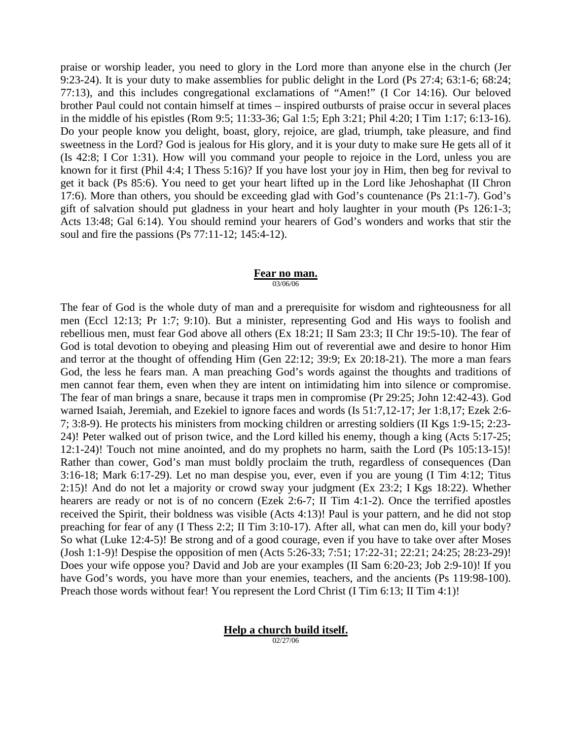praise or worship leader, you need to glory in the Lord more than anyone else in the church (Jer 9:23-24). It is your duty to make assemblies for public delight in the Lord (Ps 27:4; 63:1-6; 68:24; 77:13), and this includes congregational exclamations of "Amen!" (I Cor 14:16). Our beloved brother Paul could not contain himself at times – inspired outbursts of praise occur in several places in the middle of his epistles (Rom 9:5; 11:33-36; Gal 1:5; Eph 3:21; Phil 4:20; I Tim 1:17; 6:13-16). Do your people know you delight, boast, glory, rejoice, are glad, triumph, take pleasure, and find sweetness in the Lord? God is jealous for His glory, and it is your duty to make sure He gets all of it (Is 42:8; I Cor 1:31). How will you command your people to rejoice in the Lord, unless you are known for it first (Phil 4:4; I Thess 5:16)? If you have lost your joy in Him, then beg for revival to get it back (Ps 85:6). You need to get your heart lifted up in the Lord like Jehoshaphat (II Chron 17:6). More than others, you should be exceeding glad with God's countenance (Ps 21:1-7). God's gift of salvation should put gladness in your heart and holy laughter in your mouth (Ps 126:1-3; Acts 13:48; Gal 6:14). You should remind your hearers of God's wonders and works that stir the soul and fire the passions (Ps 77:11-12; 145:4-12).

## Fear no man.

03/06/06

The fear of God is the whole duty of man and a prerequisite for wisdom and righteousness for all men (Eccl 12:13; Pr 1:7; 9:10). But a minister, representing God and His ways to foolish and rebellious men, must fear God above all others (Ex 18:21; II Sam 23:3; II Chr 19:5-10). The fear of God is total devotion to obeying and pleasing Him out of reverential awe and desire to honor Him and terror at the thought of offending Him (Gen 22:12; 39:9; Ex 20:18-21). The more a man fears God, the less he fears man. A man preaching God's words against the thoughts and traditions of men cannot fear them, even when they are intent on intimidating him into silence or compromise. The fear of man brings a snare, because it traps men in compromise (Pr 29:25; John 12:42-43). God warned Isaiah, Jeremiah, and Ezekiel to ignore faces and words (Is 51:7,12-17; Jer 1:8,17; Ezek 2:6-7; 3:8-9). He protects his ministers from mocking children or arresting soldiers (II Kgs 1:9-15; 2:23-24)! Peter walked out of prison twice, and the Lord killed his enemy, though a king (Acts 5:17-25; 12:1-24)! Touch not mine anointed, and do my prophets no harm, saith the Lord (Ps 105:13-15)! Rather than cower, God's man must boldly proclaim the truth, regardless of consequences (Dan 3:16-18; Mark 6:17-29). Let no man despise you, ever, even if you are young (I Tim 4:12; Titus 2:15)! And do not let a majority or crowd sway your judgment (Ex 23:2; I Kgs 18:22). Whether hearers are ready or not is of no concern (Ezek 2:6-7; II Tim 4:1-2). Once the terrified apostles received the Spirit, their boldness was visible (Acts 4:13)! Paul is your pattern, and he did not stop preaching for fear of any (I Thess 2:2; II Tim 3:10-17). After all, what can men do, kill your body? So what (Luke 12:4-5)! Be strong and of a good courage, even if you have to take over after Moses (Josh 1:1-9)! Despise the opposition of men (Acts 5:26-33; 7:51; 17:22-31; 22:21; 24:25; 28:23-29)! Does your wife oppose you? David and Job are your examples (II Sam 6:20-23; Job 2:9-10)! If you have God's words, you have more than your enemies, teachers, and the ancients (Ps 119:98-100). Preach those words without fear! You represent the Lord Christ (I Tim 6:13; II Tim 4:1)!

## Help a church build itself.

02/27/06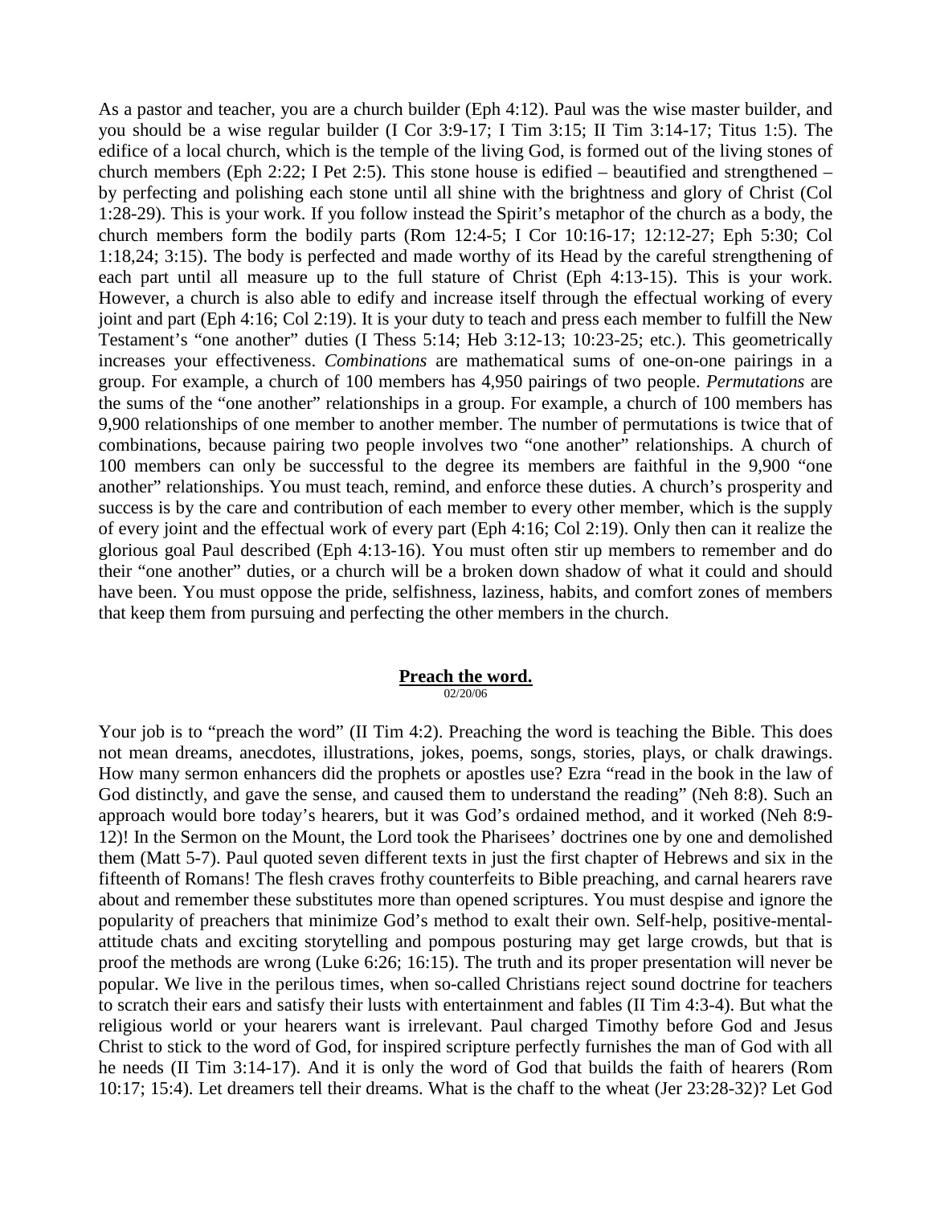As a pastor and teacher, you are a church builder (Eph 4:12). Paul was the wise master builder, and you should be a wise regular builder (I Cor 3:9-17; I Tim 3:15; II Tim 3:14-17; Titus 1:5). The edifice of a local church, which is the temple of the living God, is formed out of the living stones of church members (Eph 2:22; I Pet 2:5). This stone house is edified – beautified and strengthened – by perfecting and polishing each stone until all shine with the brightness and glory of Christ (Col 1:28-29). This is your work. If you follow instead the Spirit's metaphor of the church as a body, the church members form the bodily parts (Rom 12:4-5; I Cor 10:16-17; 12:12-27; Eph 5:30; Col 1:18,24; 3:15). The body is perfected and made worthy of its Head by the careful strengthening of each part until all measure up to the full stature of Christ (Eph 4:13-15). This is your work. However, a church is also able to edify and increase itself through the effectual working of every joint and part (Eph 4:16; Col 2:19). It is your duty to teach and press each member to fulfill the New Testament's "one another" duties (I Thess 5:14; Heb 3:12-13; 10:23-25; etc.). This geometrically increases your effectiveness. *Combinations* are mathematical sums of one-on-one pairings in a group. For example, a church of 100 members has 4,950 pairings of two people. *Permutations* are the sums of the "one another" relationships in a group. For example, a church of 100 members has 9,900 relationships of one member to another member. The number of permutations is twice that of combinations, because pairing two people involves two "one another" relationships. A church of 100 members can only be successful to the degree its members are faithful in the 9,900 "one another" relationships. You must teach, remind, and enforce these duties. A church's prosperity and success is by the care and contribution of each member to every other member, which is the supply of every joint and the effectual work of every part (Eph 4:16; Col 2:19). Only then can it realize the glorious goal Paul described (Eph 4:13-16). You must often stir up members to remember and do their "one another" duties, or a church will be a broken down shadow of what it could and should have been. You must oppose the pride, selfishness, laziness, habits, and comfort zones of members that keep them from pursuing and perfecting the other members in the church.

## Preach the word.

02/20/06

Your job is to "preach the word" (II Tim 4:2). Preaching the word is teaching the Bible. This does not mean dreams, anecdotes, illustrations, jokes, poems, songs, stories, plays, or chalk drawings. How many sermon enhancers did the prophets or apostles use? Ezra "read in the book in the law of God distinctly, and gave the sense, and caused them to understand the reading" (Neh 8:8). Such an approach would bore today's hearers, but it was God's ordained method, and it worked (Neh 8:9-12)! In the Sermon on the Mount, the Lord took the Pharisees' doctrines one by one and demolished them (Matt 5-7). Paul quoted seven different texts in just the first chapter of Hebrews and six in the fifteenth of Romans! The flesh craves frothy counterfeits to Bible preaching, and carnal hearers rave about and remember these substitutes more than opened scriptures. You must despise and ignore the popularity of preachers that minimize God's method to exalt their own. Self-help, positive-mental-attitude chats and exciting storytelling and pompous posturing may get large crowds, but that is proof the methods are wrong (Luke 6:26; 16:15). The truth and its proper presentation will never be popular. We live in the perilous times, when so-called Christians reject sound doctrine for teachers to scratch their ears and satisfy their lusts with entertainment and fables (II Tim 4:3-4). But what the religious world or your hearers want is irrelevant. Paul charged Timothy before God and Jesus Christ to stick to the word of God, for inspired scripture perfectly furnishes the man of God with all he needs (II Tim 3:14-17). And it is only the word of God that builds the faith of hearers (Rom 10:17; 15:4). Let dreamers tell their dreams. What is the chaff to the wheat (Jer 23:28-32)? Let God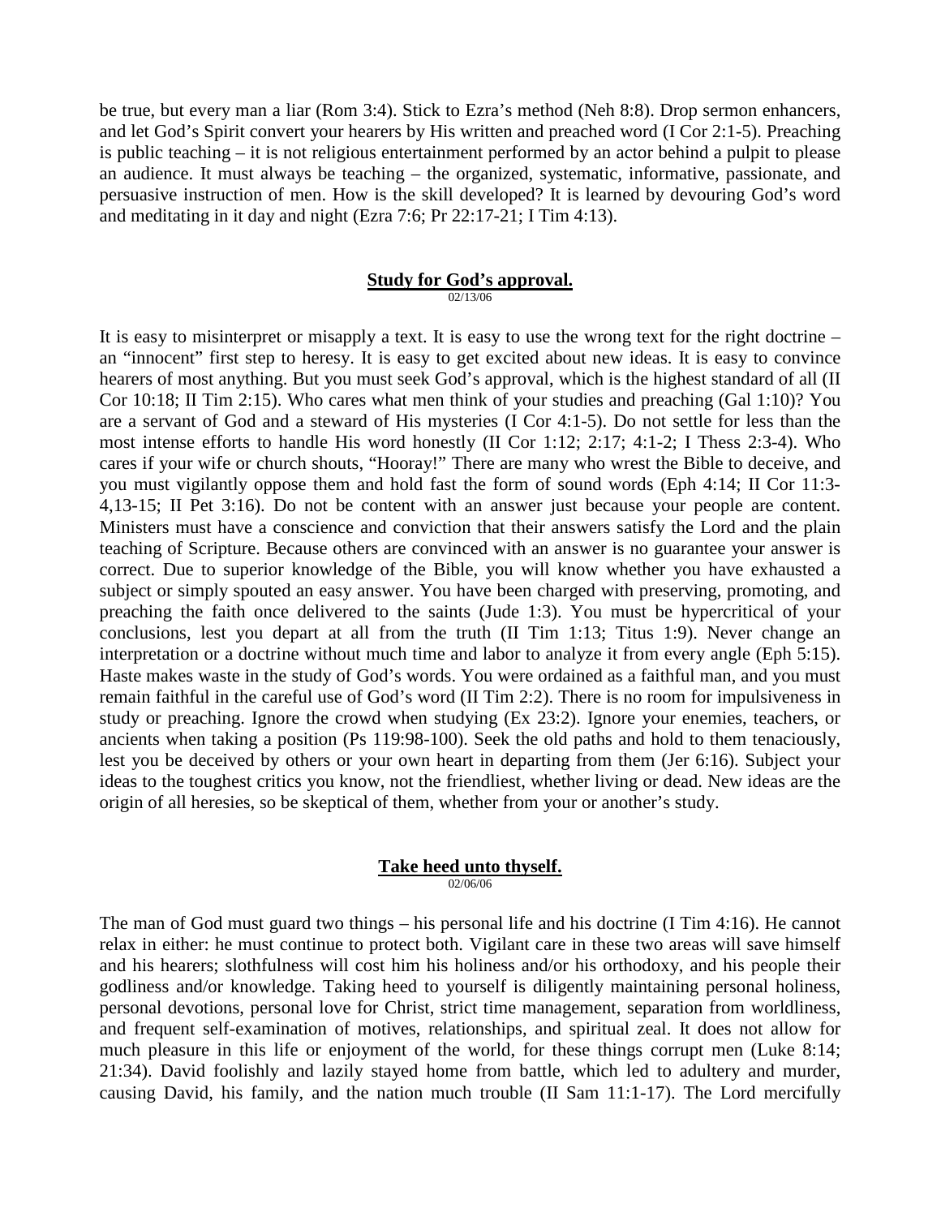be true, but every man a liar (Rom 3:4). Stick to Ezra's method (Neh 8:8). Drop sermon enhancers, and let God's Spirit convert your hearers by His written and preached word (I Cor 2:1-5). Preaching is public teaching – it is not religious entertainment performed by an actor behind a pulpit to please an audience. It must always be teaching – the organized, systematic, informative, passionate, and persuasive instruction of men. How is the skill developed? It is learned by devouring God's word and meditating in it day and night (Ezra 7:6; Pr 22:17-21; I Tim 4:13).

## Study for God's approval.

02/13/06

It is easy to misinterpret or misapply a text. It is easy to use the wrong text for the right doctrine – an "innocent" first step to heresy. It is easy to get excited about new ideas. It is easy to convince hearers of most anything. But you must seek God's approval, which is the highest standard of all (II Cor 10:18; II Tim 2:15). Who cares what men think of your studies and preaching (Gal 1:10)? You are a servant of God and a steward of His mysteries (I Cor 4:1-5). Do not settle for less than the most intense efforts to handle His word honestly (II Cor 1:12; 2:17; 4:1-2; I Thess 2:3-4). Who cares if your wife or church shouts, "Hooray!" There are many who wrest the Bible to deceive, and you must vigilantly oppose them and hold fast the form of sound words (Eph 4:14; II Cor 11:3-4,13-15; II Pet 3:16). Do not be content with an answer just because your people are content. Ministers must have a conscience and conviction that their answers satisfy the Lord and the plain teaching of Scripture. Because others are convinced with an answer is no guarantee your answer is correct. Due to superior knowledge of the Bible, you will know whether you have exhausted a subject or simply spouted an easy answer. You have been charged with preserving, promoting, and preaching the faith once delivered to the saints (Jude 1:3). You must be hypercritical of your conclusions, lest you depart at all from the truth (II Tim 1:13; Titus 1:9). Never change an interpretation or a doctrine without much time and labor to analyze it from every angle (Eph 5:15). Haste makes waste in the study of God's words. You were ordained as a faithful man, and you must remain faithful in the careful use of God's word (II Tim 2:2). There is no room for impulsiveness in study or preaching. Ignore the crowd when studying (Ex 23:2). Ignore your enemies, teachers, or ancients when taking a position (Ps 119:98-100). Seek the old paths and hold to them tenaciously, lest you be deceived by others or your own heart in departing from them (Jer 6:16). Subject your ideas to the toughest critics you know, not the friendliest, whether living or dead. New ideas are the origin of all heresies, so be skeptical of them, whether from your or another's study.

## Take heed unto thyself.

02/06/06

The man of God must guard two things – his personal life and his doctrine (I Tim 4:16). He cannot relax in either: he must continue to protect both. Vigilant care in these two areas will save himself and his hearers; slothfulness will cost him his holiness and/or his orthodoxy, and his people their godliness and/or knowledge. Taking heed to yourself is diligently maintaining personal holiness, personal devotions, personal love for Christ, strict time management, separation from worldliness, and frequent self-examination of motives, relationships, and spiritual zeal. It does not allow for much pleasure in this life or enjoyment of the world, for these things corrupt men (Luke 8:14; 21:34). David foolishly and lazily stayed home from battle, which led to adultery and murder, causing David, his family, and the nation much trouble (II Sam 11:1-17). The Lord mercifully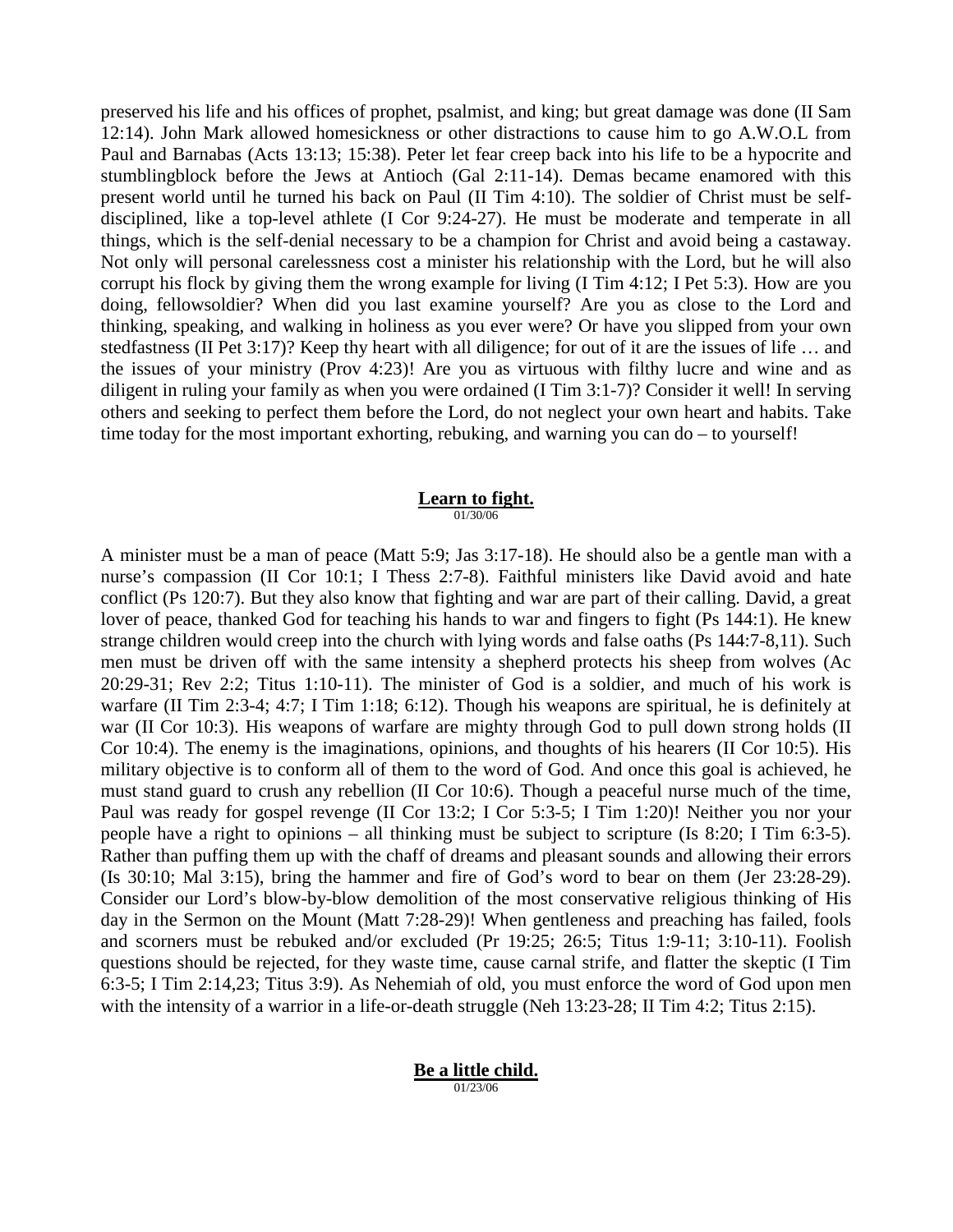preserved his life and his offices of prophet, psalmist, and king; but great damage was done (II Sam 12:14). John Mark allowed homesickness or other distractions to cause him to go A.W.O.L from Paul and Barnabas (Acts 13:13; 15:38). Peter let fear creep back into his life to be a hypocrite and stumblingblock before the Jews at Antioch (Gal 2:11-14). Demas became enamored with this present world until he turned his back on Paul (II Tim 4:10). The soldier of Christ must be self-disciplined, like a top-level athlete (I Cor 9:24-27). He must be moderate and temperate in all things, which is the self-denial necessary to be a champion for Christ and avoid being a castaway. Not only will personal carelessness cost a minister his relationship with the Lord, but he will also corrupt his flock by giving them the wrong example for living (I Tim 4:12; I Pet 5:3). How are you doing, fellowsoldier? When did you last examine yourself? Are you as close to the Lord and thinking, speaking, and walking in holiness as you ever were? Or have you slipped from your own stedfastness (II Pet 3:17)? Keep thy heart with all diligence; for out of it are the issues of life … and the issues of your ministry (Prov 4:23)! Are you as virtuous with filthy lucre and wine and as diligent in ruling your family as when you were ordained (I Tim 3:1-7)? Consider it well! In serving others and seeking to perfect them before the Lord, do not neglect your own heart and habits. Take time today for the most important exhorting, rebuking, and warning you can do – to yourself!

## Learn to fight.

01/30/06

A minister must be a man of peace (Matt 5:9; Jas 3:17-18). He should also be a gentle man with a nurse's compassion (II Cor 10:1; I Thess 2:7-8). Faithful ministers like David avoid and hate conflict (Ps 120:7). But they also know that fighting and war are part of their calling. David, a great lover of peace, thanked God for teaching his hands to war and fingers to fight (Ps 144:1). He knew strange children would creep into the church with lying words and false oaths (Ps 144:7-8,11). Such men must be driven off with the same intensity a shepherd protects his sheep from wolves (Ac 20:29-31; Rev 2:2; Titus 1:10-11). The minister of God is a soldier, and much of his work is warfare (II Tim 2:3-4; 4:7; I Tim 1:18; 6:12). Though his weapons are spiritual, he is definitely at war (II Cor 10:3). His weapons of warfare are mighty through God to pull down strong holds (II Cor 10:4). The enemy is the imaginations, opinions, and thoughts of his hearers (II Cor 10:5). His military objective is to conform all of them to the word of God. And once this goal is achieved, he must stand guard to crush any rebellion (II Cor 10:6). Though a peaceful nurse much of the time, Paul was ready for gospel revenge (II Cor 13:2; I Cor 5:3-5; I Tim 1:20)! Neither you nor your people have a right to opinions – all thinking must be subject to scripture (Is 8:20; I Tim 6:3-5). Rather than puffing them up with the chaff of dreams and pleasant sounds and allowing their errors (Is 30:10; Mal 3:15), bring the hammer and fire of God's word to bear on them (Jer 23:28-29). Consider our Lord's blow-by-blow demolition of the most conservative religious thinking of His day in the Sermon on the Mount (Matt 7:28-29)! When gentleness and preaching has failed, fools and scorners must be rebuked and/or excluded (Pr 19:25; 26:5; Titus 1:9-11; 3:10-11). Foolish questions should be rejected, for they waste time, cause carnal strife, and flatter the skeptic (I Tim 6:3-5; I Tim 2:14,23; Titus 3:9). As Nehemiah of old, you must enforce the word of God upon men with the intensity of a warrior in a life-or-death struggle (Neh 13:23-28; II Tim 4:2; Titus 2:15).

## Be a little child.

01/23/06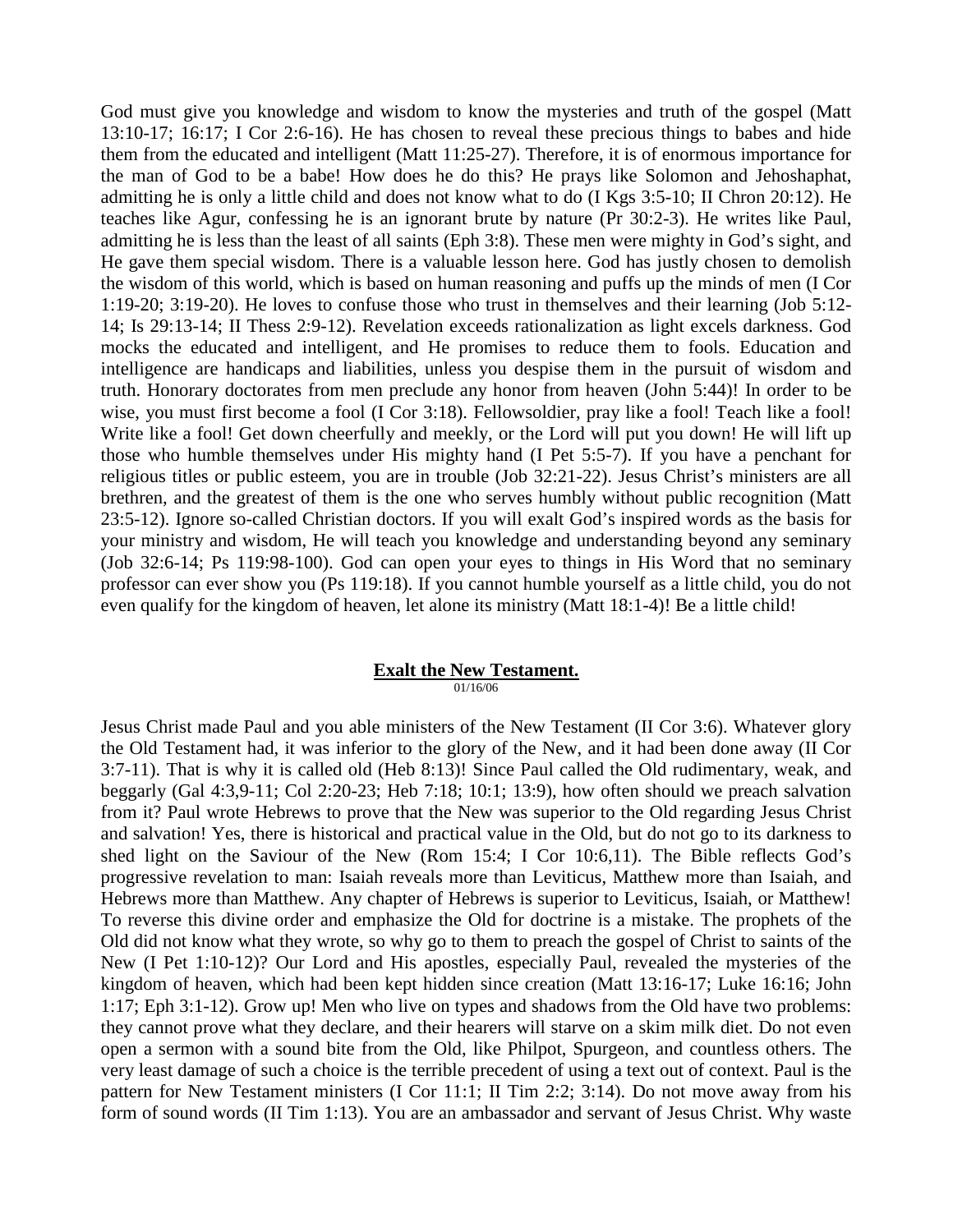God must give you knowledge and wisdom to know the mysteries and truth of the gospel (Matt 13:10-17; 16:17; I Cor 2:6-16). He has chosen to reveal these precious things to babes and hide them from the educated and intelligent (Matt 11:25-27). Therefore, it is of enormous importance for the man of God to be a babe! How does he do this? He prays like Solomon and Jehoshaphat, admitting he is only a little child and does not know what to do (I Kgs 3:5-10; II Chron 20:12). He teaches like Agur, confessing he is an ignorant brute by nature (Pr 30:2-3). He writes like Paul, admitting he is less than the least of all saints (Eph 3:8). These men were mighty in God's sight, and He gave them special wisdom. There is a valuable lesson here. God has justly chosen to demolish the wisdom of this world, which is based on human reasoning and puffs up the minds of men (I Cor 1:19-20; 3:19-20). He loves to confuse those who trust in themselves and their learning (Job 5:12-14; Is 29:13-14; II Thess 2:9-12). Revelation exceeds rationalization as light excels darkness. God mocks the educated and intelligent, and He promises to reduce them to fools. Education and intelligence are handicaps and liabilities, unless you despise them in the pursuit of wisdom and truth. Honorary doctorates from men preclude any honor from heaven (John 5:44)! In order to be wise, you must first become a fool (I Cor 3:18). Fellowsoldier, pray like a fool! Teach like a fool! Write like a fool! Get down cheerfully and meekly, or the Lord will put you down! He will lift up those who humble themselves under His mighty hand (I Pet 5:5-7). If you have a penchant for religious titles or public esteem, you are in trouble (Job 32:21-22). Jesus Christ's ministers are all brethren, and the greatest of them is the one who serves humbly without public recognition (Matt 23:5-12). Ignore so-called Christian doctors. If you will exalt God's inspired words as the basis for your ministry and wisdom, He will teach you knowledge and understanding beyond any seminary (Job 32:6-14; Ps 119:98-100). God can open your eyes to things in His Word that no seminary professor can ever show you (Ps 119:18). If you cannot humble yourself as a little child, you do not even qualify for the kingdom of heaven, let alone its ministry (Matt 18:1-4)! Be a little child!

## Exalt the New Testament.

01/16/06

Jesus Christ made Paul and you able ministers of the New Testament (II Cor 3:6). Whatever glory the Old Testament had, it was inferior to the glory of the New, and it had been done away (II Cor 3:7-11). That is why it is called old (Heb 8:13)! Since Paul called the Old rudimentary, weak, and beggarly (Gal 4:3,9-11; Col 2:20-23; Heb 7:18; 10:1; 13:9), how often should we preach salvation from it? Paul wrote Hebrews to prove that the New was superior to the Old regarding Jesus Christ and salvation! Yes, there is historical and practical value in the Old, but do not go to its darkness to shed light on the Saviour of the New (Rom 15:4; I Cor 10:6,11). The Bible reflects God's progressive revelation to man: Isaiah reveals more than Leviticus, Matthew more than Isaiah, and Hebrews more than Matthew. Any chapter of Hebrews is superior to Leviticus, Isaiah, or Matthew! To reverse this divine order and emphasize the Old for doctrine is a mistake. The prophets of the Old did not know what they wrote, so why go to them to preach the gospel of Christ to saints of the New (I Pet 1:10-12)? Our Lord and His apostles, especially Paul, revealed the mysteries of the kingdom of heaven, which had been kept hidden since creation (Matt 13:16-17; Luke 16:16; John 1:17; Eph 3:1-12). Grow up! Men who live on types and shadows from the Old have two problems: they cannot prove what they declare, and their hearers will starve on a skim milk diet. Do not even open a sermon with a sound bite from the Old, like Philpot, Spurgeon, and countless others. The very least damage of such a choice is the terrible precedent of using a text out of context. Paul is the pattern for New Testament ministers (I Cor 11:1; II Tim 2:2; 3:14). Do not move away from his form of sound words (II Tim 1:13). You are an ambassador and servant of Jesus Christ. Why waste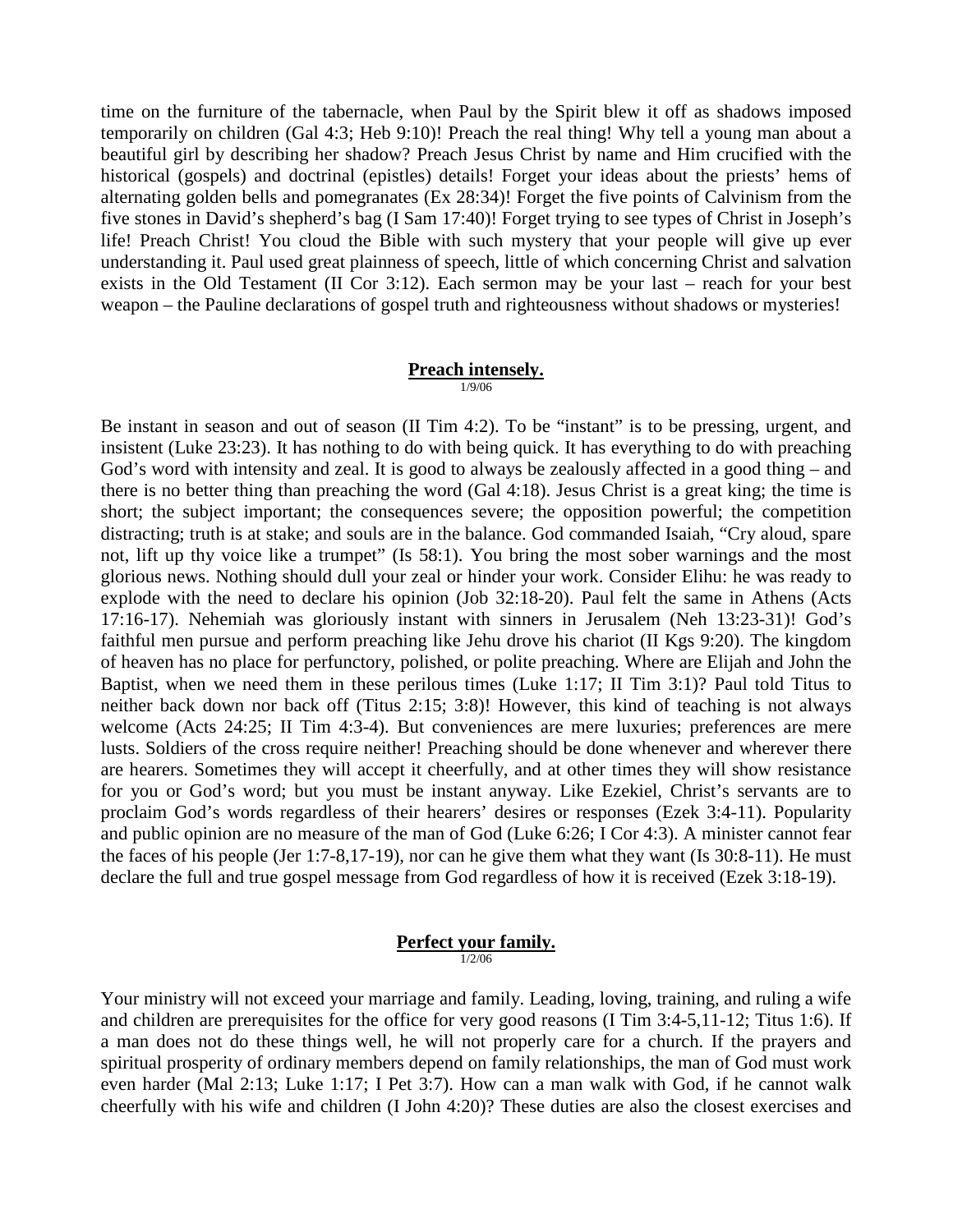time on the furniture of the tabernacle, when Paul by the Spirit blew it off as shadows imposed temporarily on children (Gal 4:3; Heb 9:10)! Preach the real thing! Why tell a young man about a beautiful girl by describing her shadow? Preach Jesus Christ by name and Him crucified with the historical (gospels) and doctrinal (epistles) details! Forget your ideas about the priests' hems of alternating golden bells and pomegranates (Ex 28:34)! Forget the five points of Calvinism from the five stones in David's shepherd's bag (I Sam 17:40)! Forget trying to see types of Christ in Joseph's life! Preach Christ! You cloud the Bible with such mystery that your people will give up ever understanding it. Paul used great plainness of speech, little of which concerning Christ and salvation exists in the Old Testament (II Cor 3:12). Each sermon may be your last – reach for your best weapon – the Pauline declarations of gospel truth and righteousness without shadows or mysteries!

## Preach intensely.

1/9/06

Be instant in season and out of season (II Tim 4:2). To be "instant" is to be pressing, urgent, and insistent (Luke 23:23). It has nothing to do with being quick. It has everything to do with preaching God's word with intensity and zeal. It is good to always be zealously affected in a good thing – and there is no better thing than preaching the word (Gal 4:18). Jesus Christ is a great king; the time is short; the subject important; the consequences severe; the opposition powerful; the competition distracting; truth is at stake; and souls are in the balance. God commanded Isaiah, "Cry aloud, spare not, lift up thy voice like a trumpet" (Is 58:1). You bring the most sober warnings and the most glorious news. Nothing should dull your zeal or hinder your work. Consider Elihu: he was ready to explode with the need to declare his opinion (Job 32:18-20). Paul felt the same in Athens (Acts 17:16-17). Nehemiah was gloriously instant with sinners in Jerusalem (Neh 13:23-31)! God's faithful men pursue and perform preaching like Jehu drove his chariot (II Kgs 9:20). The kingdom of heaven has no place for perfunctory, polished, or polite preaching. Where are Elijah and John the Baptist, when we need them in these perilous times (Luke 1:17; II Tim 3:1)? Paul told Titus to neither back down nor back off (Titus 2:15; 3:8)! However, this kind of teaching is not always welcome (Acts 24:25; II Tim 4:3-4). But conveniences are mere luxuries; preferences are mere lusts. Soldiers of the cross require neither! Preaching should be done whenever and wherever there are hearers. Sometimes they will accept it cheerfully, and at other times they will show resistance for you or God's word; but you must be instant anyway. Like Ezekiel, Christ's servants are to proclaim God's words regardless of their hearers' desires or responses (Ezek 3:4-11). Popularity and public opinion are no measure of the man of God (Luke 6:26; I Cor 4:3). A minister cannot fear the faces of his people (Jer 1:7-8,17-19), nor can he give them what they want (Is 30:8-11). He must declare the full and true gospel message from God regardless of how it is received (Ezek 3:18-19).

## Perfect your family.

1/2/06

Your ministry will not exceed your marriage and family. Leading, loving, training, and ruling a wife and children are prerequisites for the office for very good reasons (I Tim 3:4-5,11-12; Titus 1:6). If a man does not do these things well, he will not properly care for a church. If the prayers and spiritual prosperity of ordinary members depend on family relationships, the man of God must work even harder (Mal 2:13; Luke 1:17; I Pet 3:7). How can a man walk with God, if he cannot walk cheerfully with his wife and children (I John 4:20)? These duties are also the closest exercises and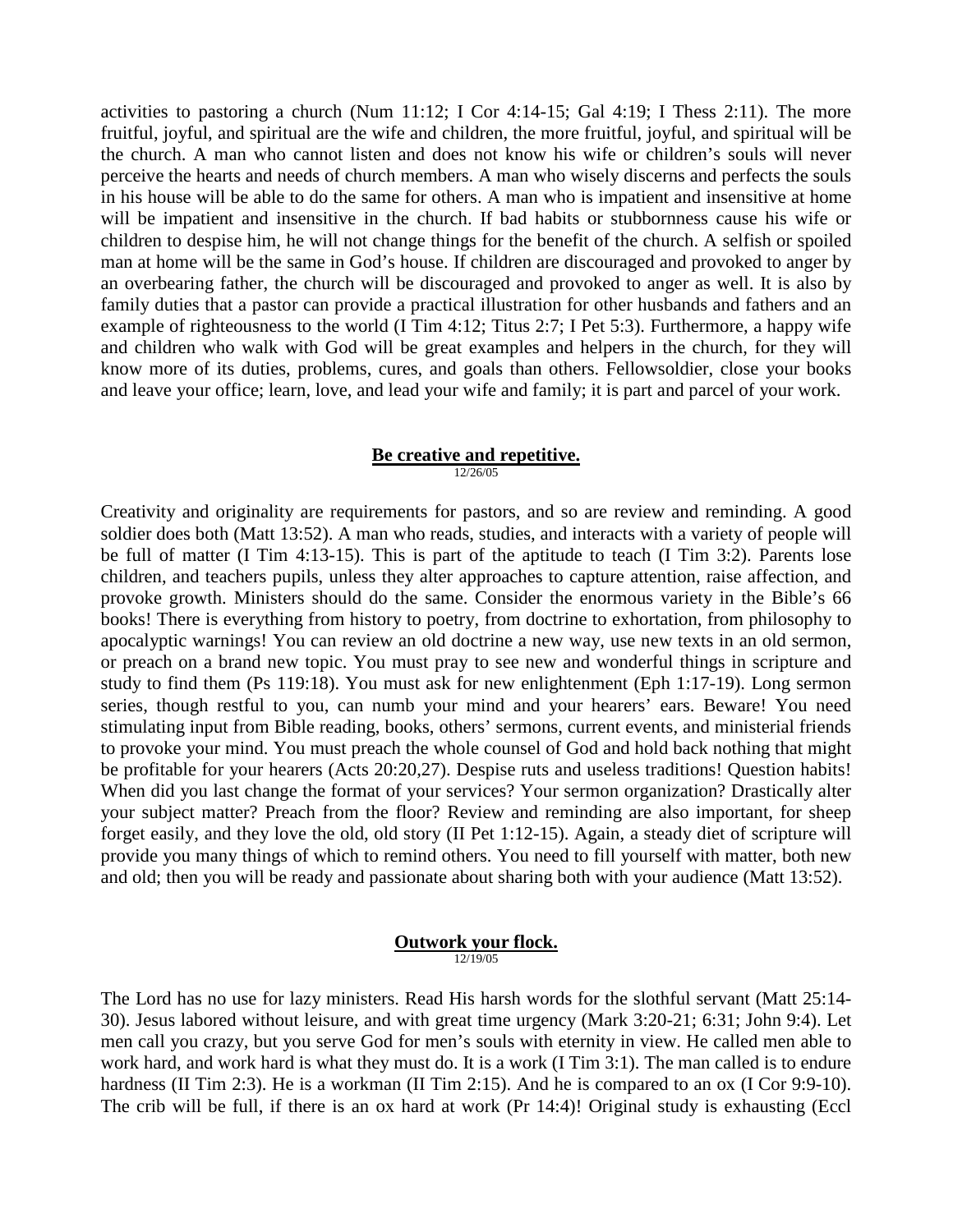activities to pastoring a church (Num 11:12; I Cor 4:14-15; Gal 4:19; I Thess 2:11). The more fruitful, joyful, and spiritual are the wife and children, the more fruitful, joyful, and spiritual will be the church. A man who cannot listen and does not know his wife or children's souls will never perceive the hearts and needs of church members. A man who wisely discerns and perfects the souls in his house will be able to do the same for others. A man who is impatient and insensitive at home will be impatient and insensitive in the church. If bad habits or stubbornness cause his wife or children to despise him, he will not change things for the benefit of the church. A selfish or spoiled man at home will be the same in God's house. If children are discouraged and provoked to anger by an overbearing father, the church will be discouraged and provoked to anger as well. It is also by family duties that a pastor can provide a practical illustration for other husbands and fathers and an example of righteousness to the world (I Tim 4:12; Titus 2:7; I Pet 5:3). Furthermore, a happy wife and children who walk with God will be great examples and helpers in the church, for they will know more of its duties, problems, cures, and goals than others. Fellowsoldier, close your books and leave your office; learn, love, and lead your wife and family; it is part and parcel of your work.

## Be creative and repetitive.

12/26/05

Creativity and originality are requirements for pastors, and so are review and reminding. A good soldier does both (Matt 13:52). A man who reads, studies, and interacts with a variety of people will be full of matter (I Tim 4:13-15). This is part of the aptitude to teach (I Tim 3:2). Parents lose children, and teachers pupils, unless they alter approaches to capture attention, raise affection, and provoke growth. Ministers should do the same. Consider the enormous variety in the Bible's 66 books! There is everything from history to poetry, from doctrine to exhortation, from philosophy to apocalyptic warnings! You can review an old doctrine a new way, use new texts in an old sermon, or preach on a brand new topic. You must pray to see new and wonderful things in scripture and study to find them (Ps 119:18). You must ask for new enlightenment (Eph 1:17-19). Long sermon series, though restful to you, can numb your mind and your hearers' ears. Beware! You need stimulating input from Bible reading, books, others' sermons, current events, and ministerial friends to provoke your mind. You must preach the whole counsel of God and hold back nothing that might be profitable for your hearers (Acts 20:20,27). Despise ruts and useless traditions! Question habits! When did you last change the format of your services? Your sermon organization? Drastically alter your subject matter? Preach from the floor? Review and reminding are also important, for sheep forget easily, and they love the old, old story (II Pet 1:12-15). Again, a steady diet of scripture will provide you many things of which to remind others. You need to fill yourself with matter, both new and old; then you will be ready and passionate about sharing both with your audience (Matt 13:52).

## Outwork your flock.

12/19/05

The Lord has no use for lazy ministers. Read His harsh words for the slothful servant (Matt 25:14-30). Jesus labored without leisure, and with great time urgency (Mark 3:20-21; 6:31; John 9:4). Let men call you crazy, but you serve God for men's souls with eternity in view. He called men able to work hard, and work hard is what they must do. It is a work (I Tim 3:1). The man called is to endure hardness (II Tim 2:3). He is a workman (II Tim 2:15). And he is compared to an ox (I Cor 9:9-10). The crib will be full, if there is an ox hard at work (Pr 14:4)! Original study is exhausting (Eccl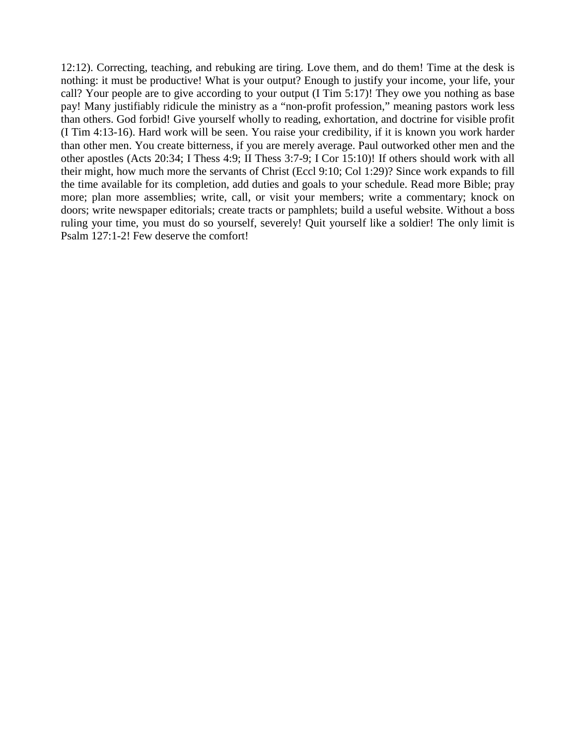12:12). Correcting, teaching, and rebuking are tiring. Love them, and do them! Time at the desk is nothing: it must be productive! What is your output? Enough to justify your income, your life, your call? Your people are to give according to your output (I Tim 5:17)! They owe you nothing as base pay! Many justifiably ridicule the ministry as a "non-profit profession," meaning pastors work less than others. God forbid! Give yourself wholly to reading, exhortation, and doctrine for visible profit (I Tim 4:13-16). Hard work will be seen. You raise your credibility, if it is known you work harder than other men. You create bitterness, if you are merely average. Paul outworked other men and the other apostles (Acts 20:34; I Thess 4:9; II Thess 3:7-9; I Cor 15:10)! If others should work with all their might, how much more the servants of Christ (Eccl 9:10; Col 1:29)? Since work expands to fill the time available for its completion, add duties and goals to your schedule. Read more Bible; pray more; plan more assemblies; write, call, or visit your members; write a commentary; knock on doors; write newspaper editorials; create tracts or pamphlets; build a useful website. Without a boss ruling your time, you must do so yourself, severely! Quit yourself like a soldier! The only limit is Psalm 127:1-2! Few deserve the comfort!